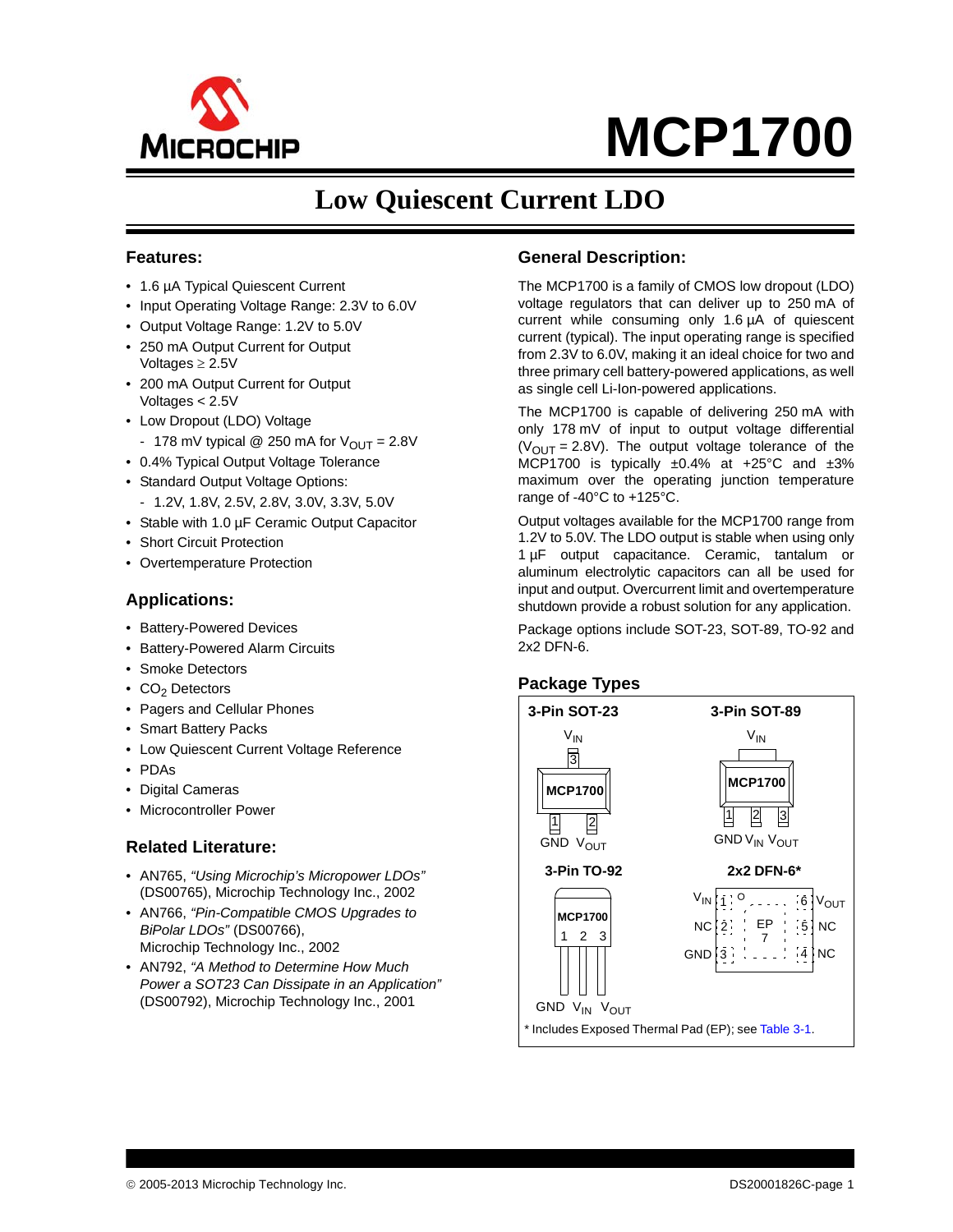# MCP1700

## Low Quiescent Current LDO

### Features:

- 1.6 µA Typical Quiescent Current
- Input Operating Voltage Range: 2.3V to 6.0V
- Output Voltage Range: 1.2V to 5.0V
- 250 mA Output Current for Output Voltages ≥ 2.5V
- 200 mA Output Current for Output Voltages < 2.5V
- Low Dropout (LDO) Voltage
  - 178 mV typical @ 250 mA for $V_{OUT}$ = 2.8V
- 0.4% Typical Output Voltage Tolerance
- Standard Output Voltage Options:
  - 1.2V, 1.8V, 2.5V, 2.8V, 3.0V, 3.3V, 5.0V
- Stable with 1.0 µF Ceramic Output Capacitor
- Short Circuit Protection
- Overtemperature Protection

### Applications:

- Battery-Powered Devices
- Battery-Powered Alarm Circuits
- Smoke Detectors
- $CO_2$ Detectors
- Pagers and Cellular Phones
- Smart Battery Packs
- Low Quiescent Current Voltage Reference
- PDAs
- Digital Cameras
- Microcontroller Power

### Related Literature:

- AN765, *"Using Microchip's Micropower LDOs"* (DS00765), Microchip Technology Inc., 2002
- AN766, *"Pin-Compatible CMOS Upgrades to BiPolar LDOs"* (DS00766), Microchip Technology Inc., 2002
- AN792, *"A Method to Determine How Much Power a SOT23 Can Dissipate in an Application"* (DS00792), Microchip Technology Inc., 2001

### General Description:

The MCP1700 is a family of CMOS low dropout (LDO) voltage regulators that can deliver up to 250 mA of current while consuming only 1.6 µA of quiescent current (typical). The input operating range is specified from 2.3V to 6.0V, making it an ideal choice for two and three primary cell battery-powered applications, as well as single cell Li-Ion-powered applications.

The MCP1700 is capable of delivering 250 mA with only 178 mV of input to output voltage differential ($V_{OUT}$ = 2.8V). The output voltage tolerance of the MCP1700 is typically ±0.4% at +25°C and ±3% maximum over the operating junction temperature range of -40°C to +125°C.

Output voltages available for the MCP1700 range from 1.2V to 5.0V. The LDO output is stable when using only 1 µF output capacitance. Ceramic, tantalum or aluminum electrolytic capacitors can all be used for input and output. Overcurrent limit and overtemperature shutdown provide a robust solution for any application.

Package options include SOT-23, SOT-89, TO-92 and 2x2 DFN-6.

### Package Types

**3-Pin SOT-23**: Pin 1 – GND, Pin 2 – $V_{OUT}$, Pin 3 – $V_{IN}$

**3-Pin SOT-89**: Pin 1 – GND, Pin 2 – $V_{IN}$, Pin 3 – $V_{OUT}$ (tab – $V_{IN}$)

**3-Pin TO-92**: Pin 1 – GND, Pin 2 – $V_{IN}$, Pin 3 – $V_{OUT}$

**2x2 DFN-6***: Pin 1 – $V_{IN}$, Pin 2 – NC, Pin 3 – GND, Pin 4 – NC, Pin 5 – NC, Pin 6 – $V_{OUT}$, Pin 7 – EP

\* Includes Exposed Thermal Pad (EP); see Table 3-1.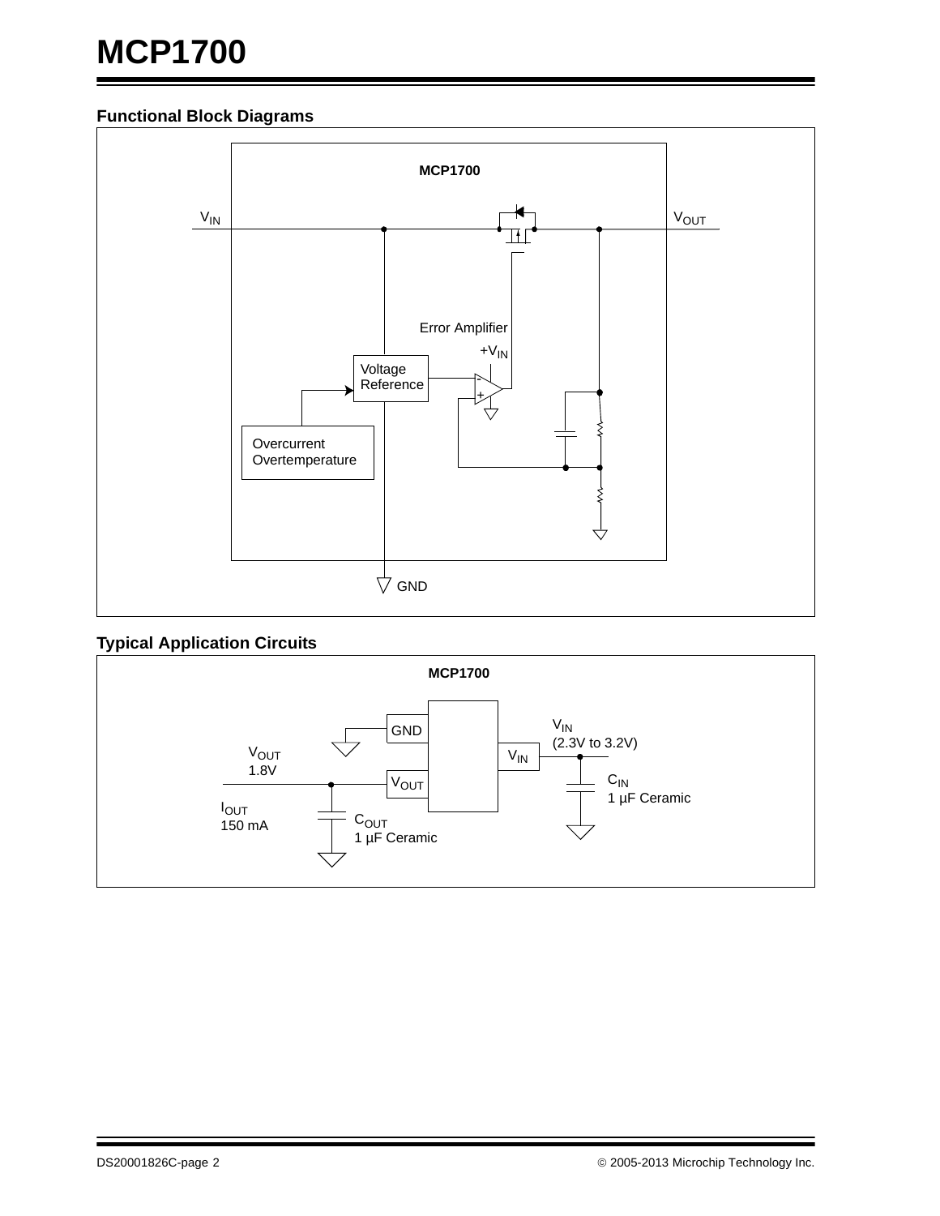## Functional Block Diagrams

MCP1700

$V_{IN}$

$V_{OUT}$

Error Amplifier

$+V_{IN}$

Voltage Reference

Overcurrent Overtemperature

GND

## Typical Application Circuits

MCP1700

GND

$V_{IN}$ (2.3V to 3.2V)

$V_{OUT}$ 1.8V

$V_{IN}$

$V_{OUT}$

$C_{IN}$ 1 µF Ceramic

$I_{OUT}$ 150 mA

$C_{OUT}$ 1 µF Ceramic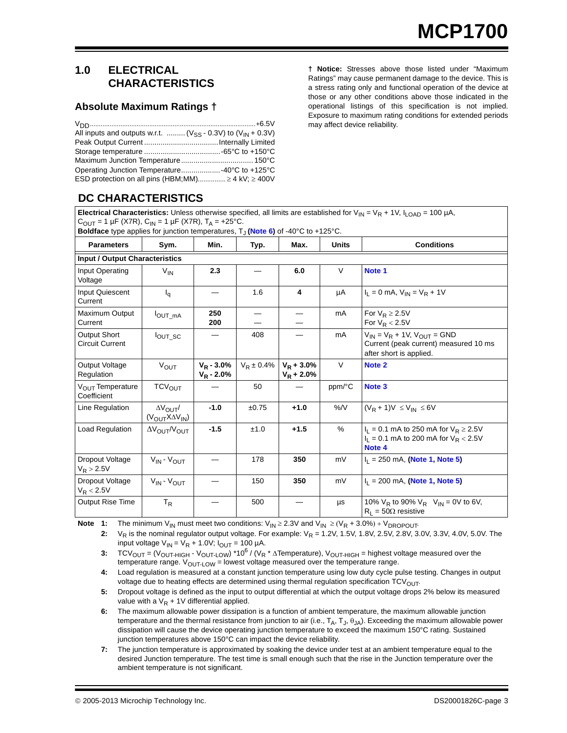## 1.0 ELECTRICAL CHARACTERISTICS

### Absolute Maximum Ratings †

$V_{DD}$ ............................................................................+6.5V
All inputs and outputs w.r.t. ......... ($V_{SS}$ - 0.3V) to ($V_{IN}$ + 0.3V)
Peak Output Current ....................................Internally Limited
Storage temperature .....................................-65°C to +150°C
Maximum Junction Temperature...................................150°C
Operating Junction Temperature...................-40°C to +125°C
ESD protection on all pins (HBM;MM)..............≥ 4 kV; ≥ 400V

**† Notice:** Stresses above those listed under "Maximum Ratings" may cause permanent damage to the device. This is a stress rating only and functional operation of the device at those or any other conditions above those indicated in the operational listings of this specification is not implied. Exposure to maximum rating conditions for extended periods may affect device reliability.

## DC CHARACTERISTICS

**Electrical Characteristics:** Unless otherwise specified, all limits are established for $V_{IN} = V_R + 1V$, $I_{LOAD}$ = 100 µA, $C_{OUT}$ = 1 µF (X7R), $C_{IN}$ = 1 µF (X7R), $T_A$ = +25°C.
**Boldface** type applies for junction temperatures, $T_J$ (**Note 6**) of -40°C to +125°C.

| Parameters | Sym. | Min. | Typ. | Max. | Units | Conditions |
|---|---|---|---|---|---|---|
| **Input / Output Characteristics** | | | | | | |
| Input Operating Voltage | $V_{IN}$ | **2.3** | — | **6.0** | V | Note 1 |
| Input Quiescent Current | $I_q$ | — | 1.6 | **4** | µA | $I_L$ = 0 mA, $V_{IN} = V_R + 1V$ |
| Maximum Output Current | $I_{OUT\_mA}$ | **250**<br>**200** | —<br>— | —<br>— | mA | For $V_R \geq 2.5V$<br>For $V_R < 2.5V$ |
| Output Short Circuit Current | $I_{OUT\_SC}$ | — | 408 | — | mA | $V_{IN} = V_R + 1V$, $V_{OUT}$ = GND<br>Current (peak current) measured 10 ms after short is applied. |
| Output Voltage Regulation | $V_{OUT}$ | **$V_R$ - 3.0%**<br>**$V_R$ - 2.0%** | $V_R$ ± 0.4% | **$V_R$ + 3.0%**<br>**$V_R$ + 2.0%** | V | Note 2 |
| $V_{OUT}$ Temperature Coefficient | $TCV_{OUT}$ | — | 50 | — | ppm/°C | Note 3 |
| Line Regulation | $\Delta V_{OUT}/(V_{OUT} X \Delta V_{IN})$ | **-1.0** | ±0.75 | **+1.0** | %/V | $(V_R + 1)V \leq V_{IN} \leq 6V$ |
| Load Regulation | $\Delta V_{OUT}/V_{OUT}$ | **-1.5** | ±1.0 | **+1.5** | % | $I_L$ = 0.1 mA to 250 mA for $V_R \geq 2.5V$<br>$I_L$ = 0.1 mA to 200 mA for $V_R < 2.5V$<br>Note 4 |
| Dropout Voltage $V_R > 2.5V$ | $V_{IN} - V_{OUT}$ | — | 178 | **350** | mV | $I_L$ = 250 mA, **(Note 1, Note 5)** |
| Dropout Voltage $V_R < 2.5V$ | $V_{IN} - V_{OUT}$ | — | 150 | **350** | mV | $I_L$ = 200 mA, **(Note 1, Note 5)** |
| Output Rise Time | $T_R$ | — | 500 | — | µs | 10% $V_R$ to 90% $V_R$ $V_{IN}$ = 0V to 6V, $R_L$ = 50Ω resistive |

**Note 1:** The minimum $V_{IN}$ must meet two conditions: $V_{IN} \geq 2.3V$ and $V_{IN} \geq (V_R + 3.0\%) + V_{DROPOUT}$.

**2:** $V_R$ is the nominal regulator output voltage. For example: $V_R$ = 1.2V, 1.5V, 1.8V, 2.5V, 2.8V, 3.0V, 3.3V, 4.0V, 5.0V. The input voltage $V_{IN} = V_R + 1.0V$; $I_{OUT}$ = 100 µA.

**3:** $TCV_{OUT} = (V_{OUT-HIGH} - V_{OUT-LOW}) *10^6 / (V_R * \Delta Temperature)$, $V_{OUT-HIGH}$ = highest voltage measured over the temperature range. $V_{OUT-LOW}$ = lowest voltage measured over the temperature range.

**4:** Load regulation is measured at a constant junction temperature using low duty cycle pulse testing. Changes in output voltage due to heating effects are determined using thermal regulation specification $TCV_{OUT}$.

**5:** Dropout voltage is defined as the input to output differential at which the output voltage drops 2% below its measured value with a $V_R$ + 1V differential applied.

**6:** The maximum allowable power dissipation is a function of ambient temperature, the maximum allowable junction temperature and the thermal resistance from junction to air (i.e., $T_A$, $T_J$, $\theta_{JA}$). Exceeding the maximum allowable power dissipation will cause the device operating junction temperature to exceed the maximum 150°C rating. Sustained junction temperatures above 150°C can impact the device reliability.

**7:** The junction temperature is approximated by soaking the device under test at an ambient temperature equal to the desired Junction temperature. The test time is small enough such that the rise in the Junction temperature over the ambient temperature is not significant.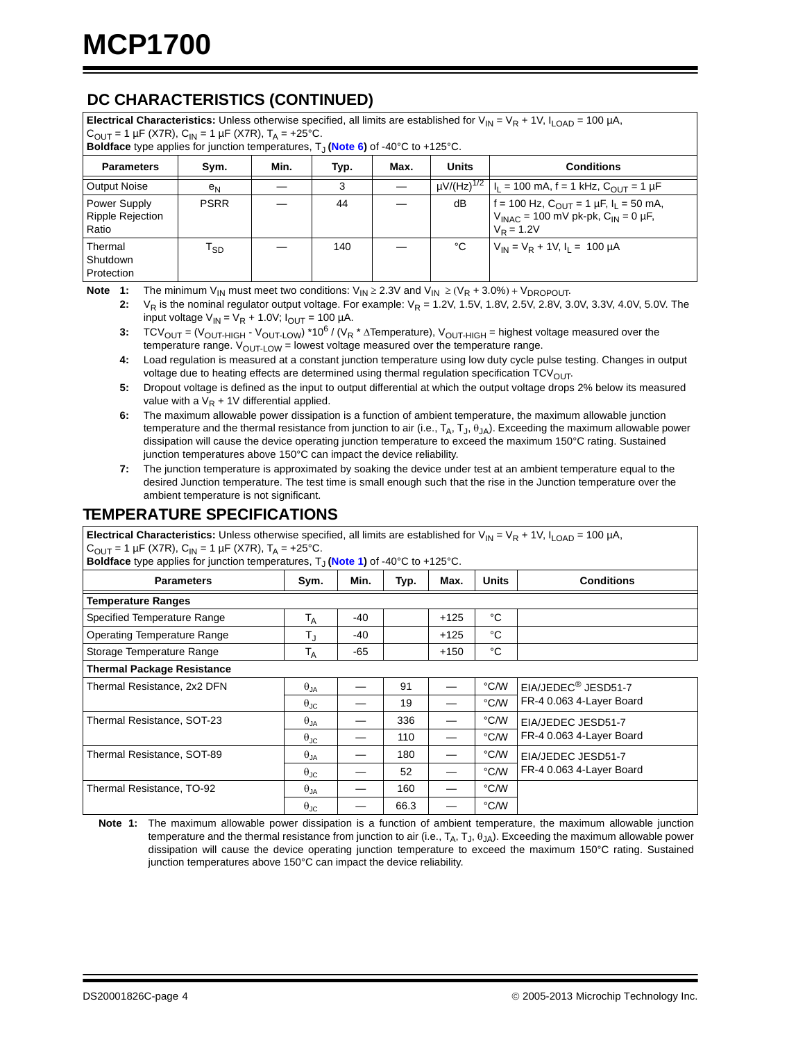## DC CHARACTERISTICS (CONTINUED)

**Electrical Characteristics:** Unless otherwise specified, all limits are established for $V_{IN} = V_R + 1V$, $I_{LOAD} = 100$ µA, $C_{OUT} = 1$ µF (X7R), $C_{IN} = 1$ µF (X7R), $T_A = +25°C$.
**Boldface** type applies for junction temperatures, $T_J$ **(Note 6)** of -40°C to +125°C.

| Parameters | Sym. | Min. | Typ. | Max. | Units | Conditions |
|---|---|---|---|---|---|---|
| Output Noise | $e_N$ | — | 3 | — | $µV/(Hz)^{1/2}$ | $I_L = 100$ mA, f = 1 kHz, $C_{OUT} = 1$ µF |
| Power Supply Ripple Rejection Ratio | PSRR | — | 44 | — | dB | f = 100 Hz, $C_{OUT} = 1$ µF, $I_L = 50$ mA, $V_{INAC} = 100$ mV pk-pk, $C_{IN} = 0$ µF, $V_R = 1.2V$ |
| Thermal Shutdown Protection | $T_{SD}$ | — | 140 | — | °C | $V_{IN} = V_R + 1V$, $I_L = 100$ µA |

**Note 1:** The minimum $V_{IN}$ must meet two conditions: $V_{IN} \geq 2.3V$ and $V_{IN} \geq (V_R + 3.0\%) + V_{DROPOUT}$.

**2:** $V_R$ is the nominal regulator output voltage. For example: $V_R$ = 1.2V, 1.5V, 1.8V, 2.5V, 2.8V, 3.0V, 3.3V, 4.0V, 5.0V. The input voltage $V_{IN} = V_R + 1.0V$; $I_{OUT} = 100$ µA.

**3:** $TCV_{OUT} = (V_{OUT-HIGH} - V_{OUT-LOW}) * 10^6 / (V_R * \Delta Temperature)$, $V_{OUT-HIGH}$ = highest voltage measured over the temperature range. $V_{OUT-LOW}$ = lowest voltage measured over the temperature range.

**4:** Load regulation is measured at a constant junction temperature using low duty cycle pulse testing. Changes in output voltage due to heating effects are determined using thermal regulation specification $TCV_{OUT}$.

**5:** Dropout voltage is defined as the input to output differential at which the output voltage drops 2% below its measured value with a $V_R$ + 1V differential applied.

**6:** The maximum allowable power dissipation is a function of ambient temperature, the maximum allowable junction temperature and the thermal resistance from junction to air (i.e., $T_A$, $T_J$, $\theta_{JA}$). Exceeding the maximum allowable power dissipation will cause the device operating junction temperature to exceed the maximum 150°C rating. Sustained junction temperatures above 150°C can impact the device reliability.

**7:** The junction temperature is approximated by soaking the device under test at an ambient temperature equal to the desired Junction temperature. The test time is small enough such that the rise in the Junction temperature over the ambient temperature is not significant.

## TEMPERATURE SPECIFICATIONS

**Electrical Characteristics:** Unless otherwise specified, all limits are established for $V_{IN} = V_R + 1V$, $I_{LOAD} = 100$ µA, $C_{OUT} = 1$ µF (X7R), $C_{IN} = 1$ µF (X7R), $T_A = +25°C$.
**Boldface** type applies for junction temperatures, $T_J$ **(Note 1)** of -40°C to +125°C.

| Parameters | Sym. | Min. | Typ. | Max. | Units | Conditions |
|---|---|---|---|---|---|---|
| **Temperature Ranges** | | | | | | |
| Specified Temperature Range | $T_A$ | -40 | | +125 | °C | |
| Operating Temperature Range | $T_J$ | -40 | | +125 | °C | |
| Storage Temperature Range | $T_A$ | -65 | | +150 | °C | |
| **Thermal Package Resistance** | | | | | | |
| Thermal Resistance, 2x2 DFN | $\theta_{JA}$ | — | 91 | — | °C/W | EIA/JEDEC® JESD51-7 |
| | $\theta_{JC}$ | — | 19 | — | °C/W | FR-4 0.063 4-Layer Board |
| Thermal Resistance, SOT-23 | $\theta_{JA}$ | — | 336 | — | °C/W | EIA/JEDEC JESD51-7 |
| | $\theta_{JC}$ | — | 110 | — | °C/W | FR-4 0.063 4-Layer Board |
| Thermal Resistance, SOT-89 | $\theta_{JA}$ | — | 180 | — | °C/W | EIA/JEDEC JESD51-7 |
| | $\theta_{JC}$ | — | 52 | — | °C/W | FR-4 0.063 4-Layer Board |
| Thermal Resistance, TO-92 | $\theta_{JA}$ | — | 160 | — | °C/W | |
| | $\theta_{JC}$ | — | 66.3 | — | °C/W | |

**Note 1:** The maximum allowable power dissipation is a function of ambient temperature, the maximum allowable junction temperature and the thermal resistance from junction to air (i.e., $T_A$, $T_J$, $\theta_{JA}$). Exceeding the maximum allowable power dissipation will cause the device operating junction temperature to exceed the maximum 150°C rating. Sustained junction temperatures above 150°C can impact the device reliability.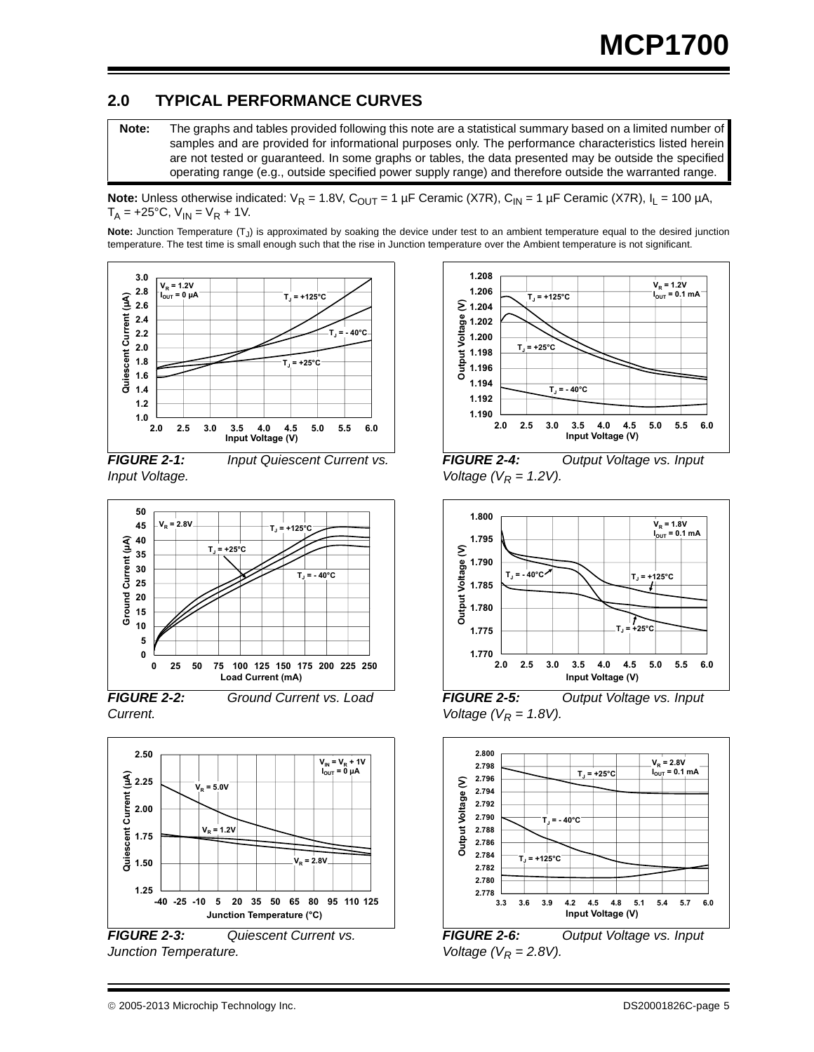## 2.0 TYPICAL PERFORMANCE CURVES

**Note:** The graphs and tables provided following this note are a statistical summary based on a limited number of samples and are provided for informational purposes only. The performance characteristics listed herein are not tested or guaranteed. In some graphs or tables, the data presented may be outside the specified operating range (e.g., outside specified power supply range) and therefore outside the warranted range.

**Note:** Unless otherwise indicated: $V_R$ = 1.8V, $C_{OUT}$ = 1 µF Ceramic (X7R), $C_{IN}$ = 1 µF Ceramic (X7R), $I_L$ = 100 µA, $T_A$ = +25°C, $V_{IN}$ = $V_R$ + 1V.

**Note:** Junction Temperature ($T_J$) is approximated by soaking the device under test to an ambient temperature equal to the desired junction temperature. The test time is small enough such that the rise in Junction temperature over the Ambient temperature is not significant.

***FIGURE 2-1:*** *Input Quiescent Current vs. Input Voltage.*

***FIGURE 2-2:*** *Ground Current vs. Load Current.*

***FIGURE 2-3:*** *Quiescent Current vs. Junction Temperature.*

***FIGURE 2-4:*** *Output Voltage vs. Input Voltage ($V_R$ = 1.2V).*

***FIGURE 2-5:*** *Output Voltage vs. Input Voltage ($V_R$ = 1.8V).*

***FIGURE 2-6:*** *Output Voltage vs. Input Voltage ($V_R$ = 2.8V).*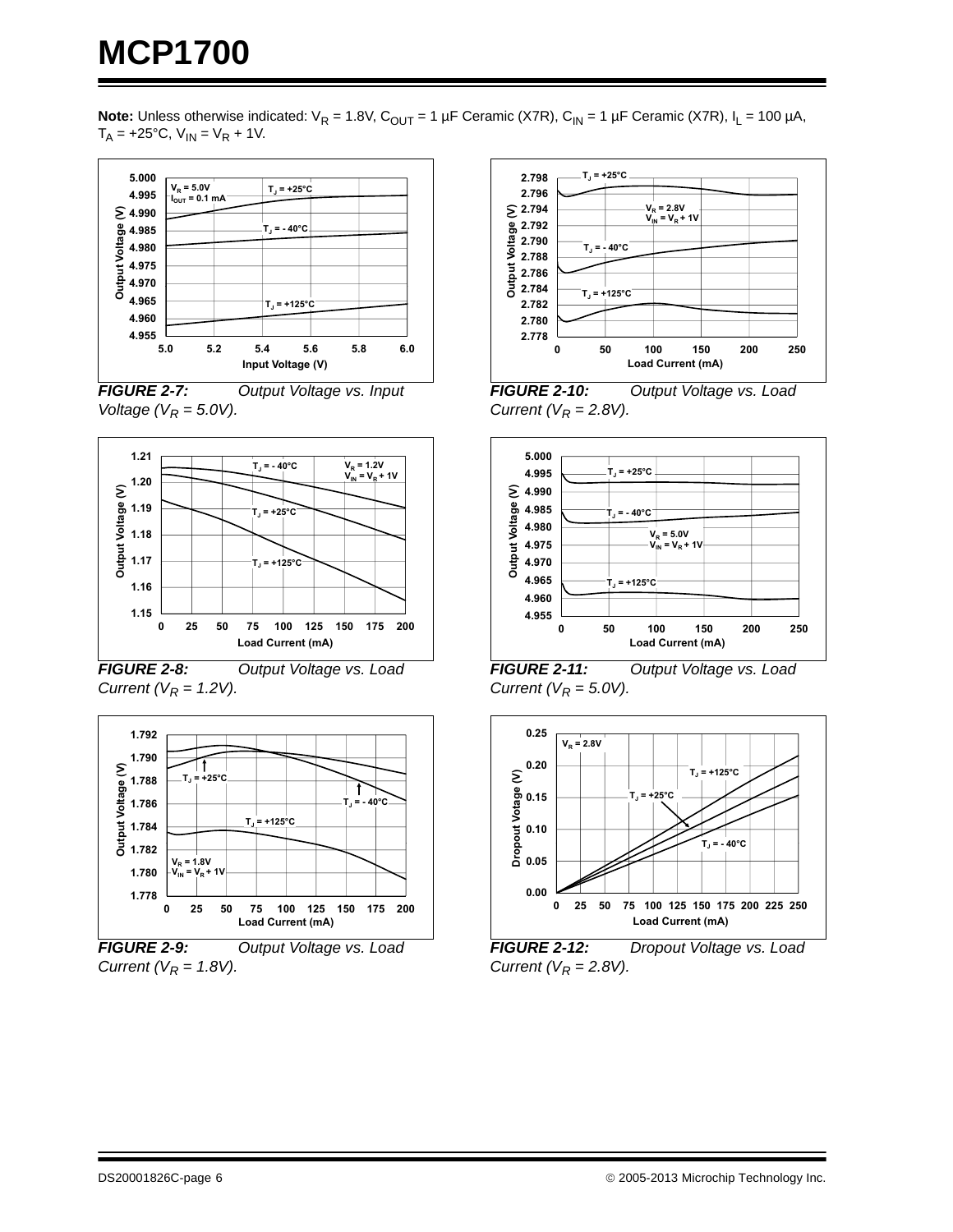**Note:** Unless otherwise indicated: $V_R$ = 1.8V, $C_{OUT}$ = 1 µF Ceramic (X7R), $C_{IN}$ = 1 µF Ceramic (X7R), $I_L$ = 100 µA, $T_A$ = +25°C, $V_{IN}$ = $V_R$ + 1V.

**FIGURE 2-7:** *Output Voltage vs. Input Voltage ($V_R$ = 5.0V).*

**FIGURE 2-8:** *Output Voltage vs. Load Current ($V_R$ = 1.2V).*

**FIGURE 2-9:** *Output Voltage vs. Load Current ($V_R$ = 1.8V).*

**FIGURE 2-10:** *Output Voltage vs. Load Current ($V_R$ = 2.8V).*

**FIGURE 2-11:** *Output Voltage vs. Load Current ($V_R$ = 5.0V).*

**FIGURE 2-12:** *Dropout Voltage vs. Load Current ($V_R$ = 2.8V).*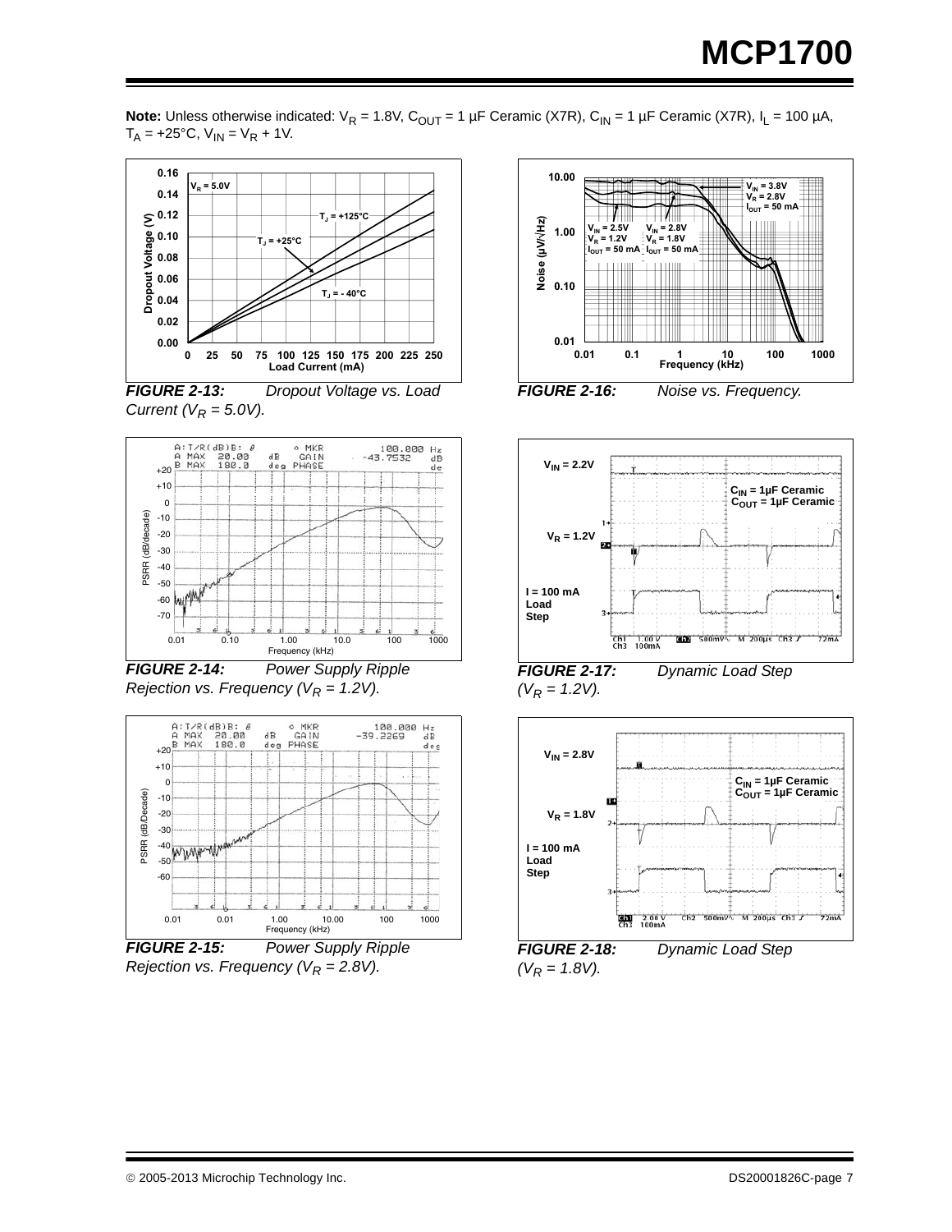**Note:** Unless otherwise indicated: $V_R$ = 1.8V, $C_{OUT}$ = 1 µF Ceramic (X7R), $C_{IN}$ = 1 µF Ceramic (X7R), $I_L$ = 100 µA, $T_A$ = +25°C, $V_{IN}$ = $V_R$ + 1V.

***FIGURE 2-13:*** *Dropout Voltage vs. Load Current ($V_R$ = 5.0V).*

***FIGURE 2-14:*** *Power Supply Ripple Rejection vs. Frequency ($V_R$ = 1.2V).*

***FIGURE 2-15:*** *Power Supply Ripple Rejection vs. Frequency ($V_R$ = 2.8V).*

***FIGURE 2-16:*** *Noise vs. Frequency.*

***FIGURE 2-17:*** *Dynamic Load Step ($V_R$ = 1.2V).*

***FIGURE 2-18:*** *Dynamic Load Step ($V_R$ = 1.8V).*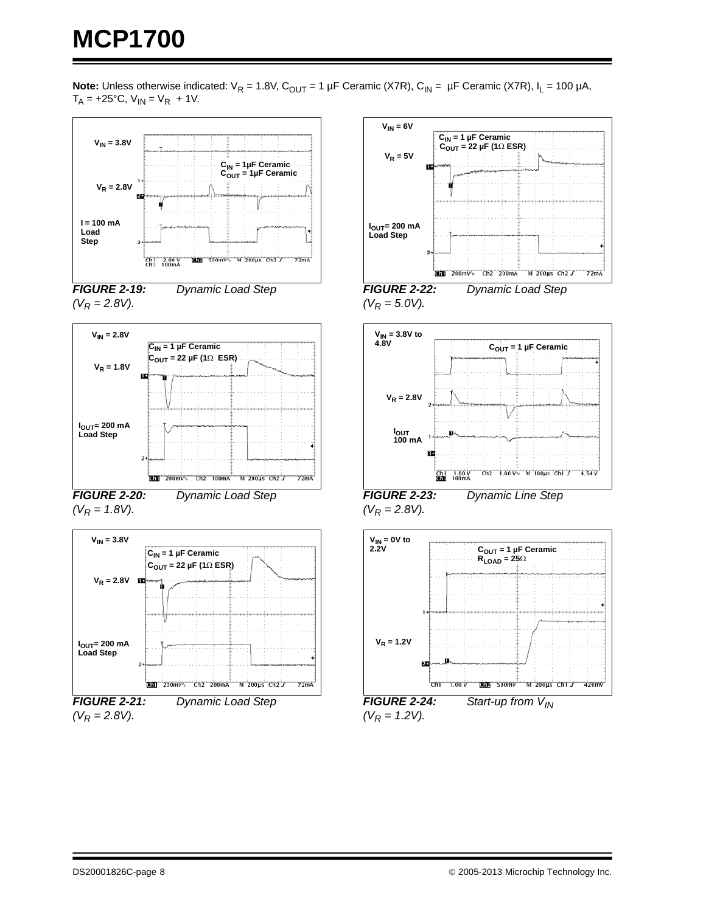**Note:** Unless otherwise indicated: $V_R$ = 1.8V, $C_{OUT}$ = 1 µF Ceramic (X7R), $C_{IN}$ = µF Ceramic (X7R), $I_L$ = 100 µA, $T_A$ = +25°C, $V_{IN}$ = $V_R$ + 1V.

***FIGURE 2-19:*** *Dynamic Load Step ($V_R$ = 2.8V).*

***FIGURE 2-20:*** *Dynamic Load Step ($V_R$ = 1.8V).*

***FIGURE 2-21:*** *Dynamic Load Step ($V_R$ = 2.8V).*

***FIGURE 2-22:*** *Dynamic Load Step ($V_R$ = 5.0V).*

***FIGURE 2-23:*** *Dynamic Line Step ($V_R$ = 2.8V).*

***FIGURE 2-24:*** *Start-up from $V_{IN}$ ($V_R$ = 1.2V).*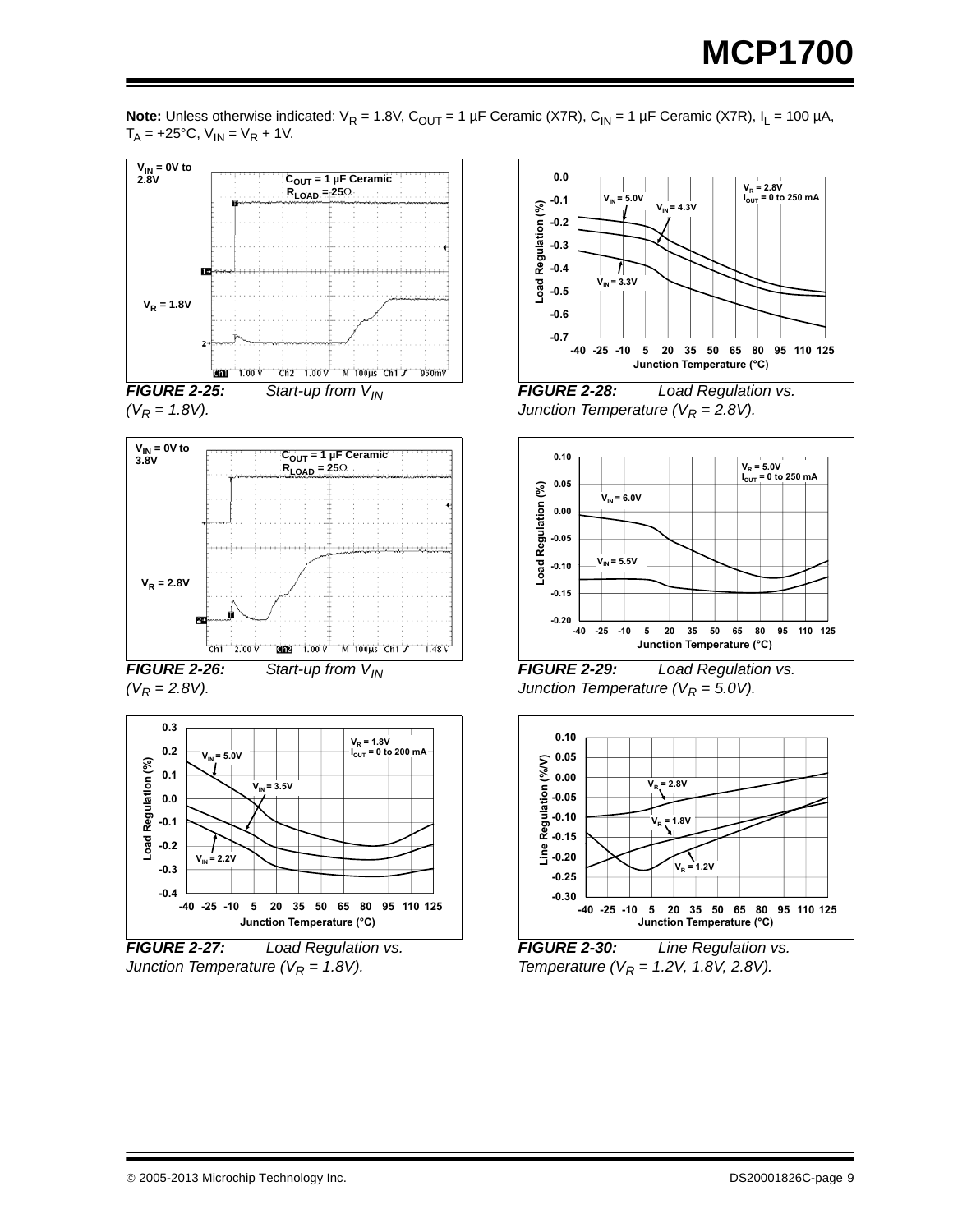**Note:** Unless otherwise indicated: $V_R$ = 1.8V, $C_{OUT}$ = 1 µF Ceramic (X7R), $C_{IN}$ = 1 µF Ceramic (X7R), $I_L$ = 100 µA, $T_A$ = +25°C, $V_{IN}$ = $V_R$ + 1V.

***FIGURE 2-25:*** *Start-up from $V_{IN}$ ($V_R$ = 1.8V).*

***FIGURE 2-26:*** *Start-up from $V_{IN}$ ($V_R$ = 2.8V).*

***FIGURE 2-27:*** *Load Regulation vs. Junction Temperature ($V_R$ = 1.8V).*

***FIGURE 2-28:*** *Load Regulation vs. Junction Temperature ($V_R$ = 2.8V).*

***FIGURE 2-29:*** *Load Regulation vs. Junction Temperature ($V_R$ = 5.0V).*

***FIGURE 2-30:*** *Line Regulation vs. Temperature ($V_R$ = 1.2V, 1.8V, 2.8V).*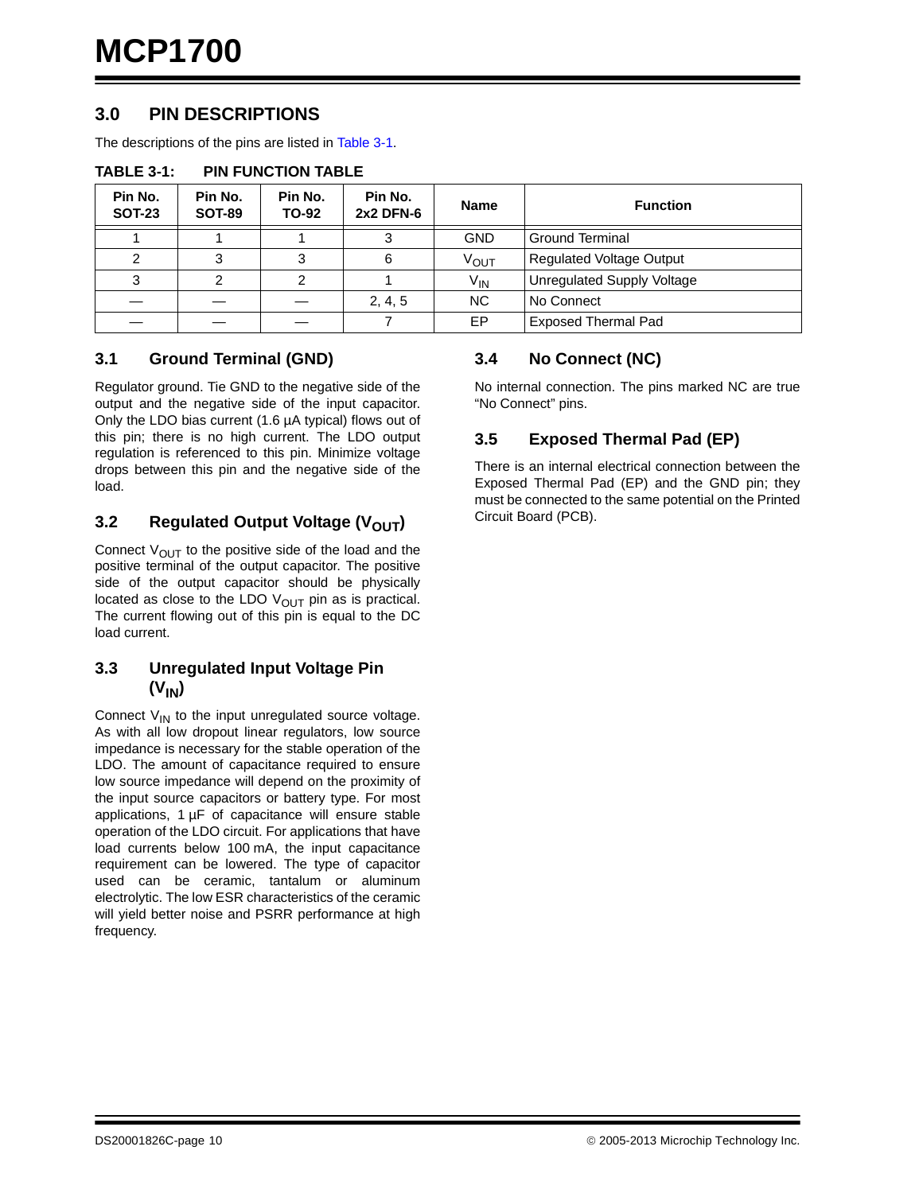# MCP1700

## 3.0 PIN DESCRIPTIONS

The descriptions of the pins are listed in Table 3-1.

**TABLE 3-1: PIN FUNCTION TABLE**

| Pin No. SOT-23 | Pin No. SOT-89 | Pin No. TO-92 | Pin No. 2x2 DFN-6 | Name | Function |
|---|---|---|---|---|---|
| 1 | 1 | 1 | 3 | GND | Ground Terminal |
| 2 | 3 | 3 | 6 | $V_{OUT}$ | Regulated Voltage Output |
| 3 | 2 | 2 | 1 | $V_{IN}$ | Unregulated Supply Voltage |
| — | — | — | 2, 4, 5 | NC | No Connect |
| — | — | — | 7 | EP | Exposed Thermal Pad |

### 3.1 Ground Terminal (GND)

Regulator ground. Tie GND to the negative side of the output and the negative side of the input capacitor. Only the LDO bias current (1.6 µA typical) flows out of this pin; there is no high current. The LDO output regulation is referenced to this pin. Minimize voltage drops between this pin and the negative side of the load.

### 3.2 Regulated Output Voltage ($V_{OUT}$)

Connect $V_{OUT}$ to the positive side of the load and the positive terminal of the output capacitor. The positive side of the output capacitor should be physically located as close to the LDO $V_{OUT}$ pin as is practical. The current flowing out of this pin is equal to the DC load current.

### 3.3 Unregulated Input Voltage Pin ($V_{IN}$)

Connect $V_{IN}$ to the input unregulated source voltage. As with all low dropout linear regulators, low source impedance is necessary for the stable operation of the LDO. The amount of capacitance required to ensure low source impedance will depend on the proximity of the input source capacitors or battery type. For most applications, 1 µF of capacitance will ensure stable operation of the LDO circuit. For applications that have load currents below 100 mA, the input capacitance requirement can be lowered. The type of capacitor used can be ceramic, tantalum or aluminum electrolytic. The low ESR characteristics of the ceramic will yield better noise and PSRR performance at high frequency.

### 3.4 No Connect (NC)

No internal connection. The pins marked NC are true "No Connect" pins.

### 3.5 Exposed Thermal Pad (EP)

There is an internal electrical connection between the Exposed Thermal Pad (EP) and the GND pin; they must be connected to the same potential on the Printed Circuit Board (PCB).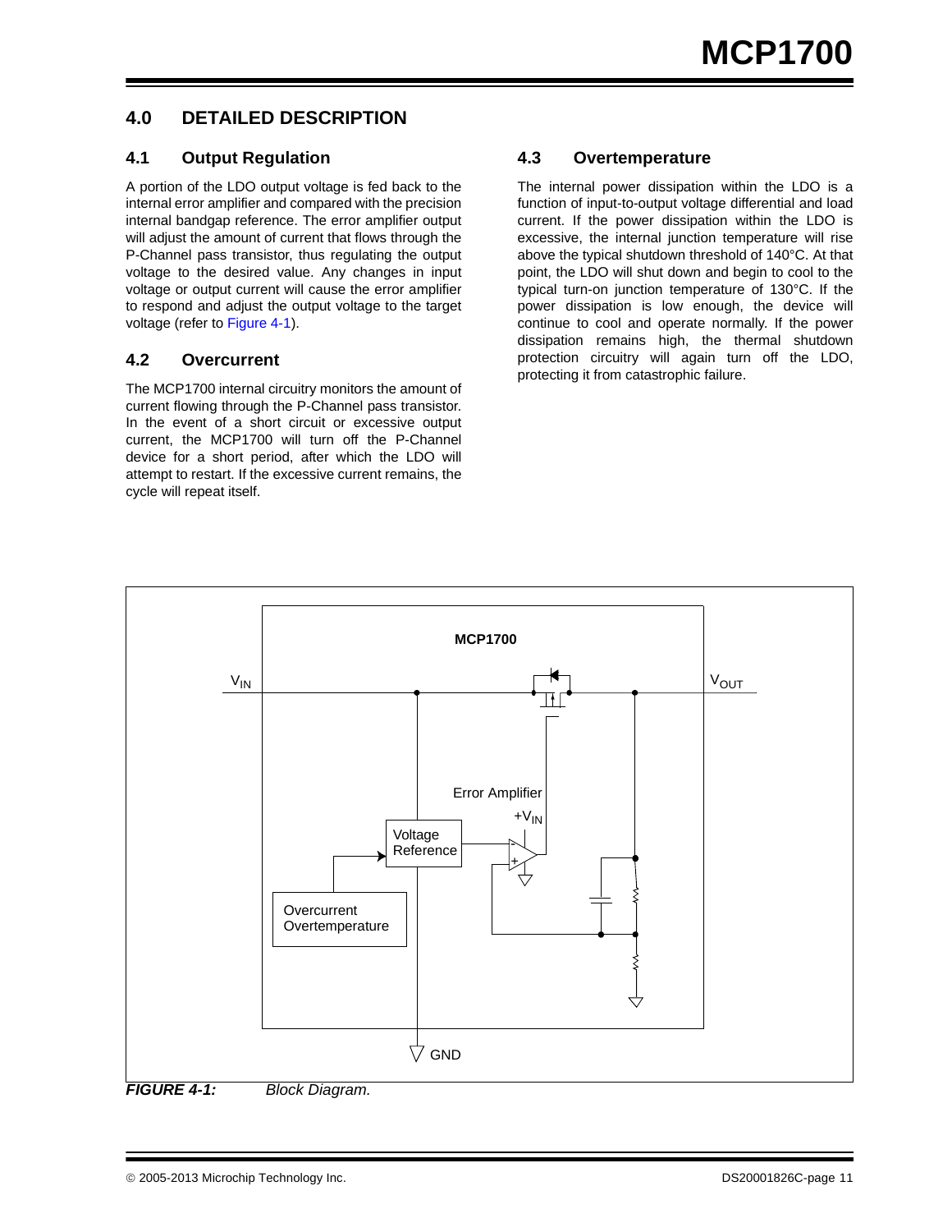# 4.0 DETAILED DESCRIPTION

## 4.1 Output Regulation

A portion of the LDO output voltage is fed back to the internal error amplifier and compared with the precision internal bandgap reference. The error amplifier output will adjust the amount of current that flows through the P-Channel pass transistor, thus regulating the output voltage to the desired value. Any changes in input voltage or output current will cause the error amplifier to respond and adjust the output voltage to the target voltage (refer to Figure 4-1).

## 4.2 Overcurrent

The MCP1700 internal circuitry monitors the amount of current flowing through the P-Channel pass transistor. In the event of a short circuit or excessive output current, the MCP1700 will turn off the P-Channel device for a short period, after which the LDO will attempt to restart. If the excessive current remains, the cycle will repeat itself.

## 4.3 Overtemperature

The internal power dissipation within the LDO is a function of input-to-output voltage differential and load current. If the power dissipation within the LDO is excessive, the internal junction temperature will rise above the typical shutdown threshold of 140°C. At that point, the LDO will shut down and begin to cool to the typical turn-on junction temperature of 130°C. If the power dissipation is low enough, the device will continue to cool and operate normally. If the power dissipation remains high, the thermal shutdown protection circuitry will again turn off the LDO, protecting it from catastrophic failure.

***FIGURE 4-1:*** *Block Diagram.*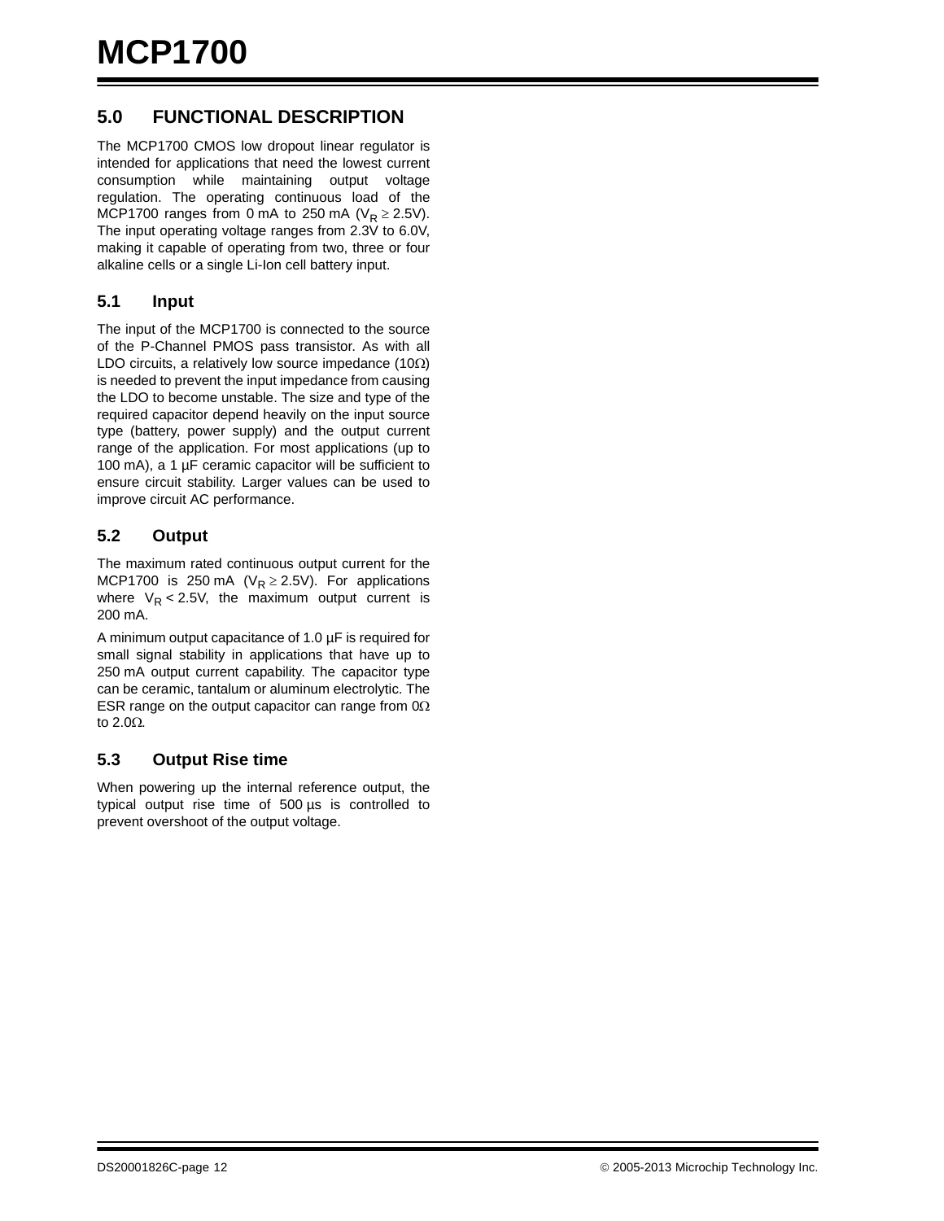## 5.0 FUNCTIONAL DESCRIPTION

The MCP1700 CMOS low dropout linear regulator is intended for applications that need the lowest current consumption while maintaining output voltage regulation. The operating continuous load of the MCP1700 ranges from 0 mA to 250 mA ($V_R \geq 2.5V$). The input operating voltage ranges from 2.3V to 6.0V, making it capable of operating from two, three or four alkaline cells or a single Li-Ion cell battery input.

### 5.1 Input

The input of the MCP1700 is connected to the source of the P-Channel PMOS pass transistor. As with all LDO circuits, a relatively low source impedance (10Ω) is needed to prevent the input impedance from causing the LDO to become unstable. The size and type of the required capacitor depend heavily on the input source type (battery, power supply) and the output current range of the application. For most applications (up to 100 mA), a 1 µF ceramic capacitor will be sufficient to ensure circuit stability. Larger values can be used to improve circuit AC performance.

### 5.2 Output

The maximum rated continuous output current for the MCP1700 is 250 mA ($V_R \geq 2.5V$). For applications where $V_R < 2.5V$, the maximum output current is 200 mA.

A minimum output capacitance of 1.0 µF is required for small signal stability in applications that have up to 250 mA output current capability. The capacitor type can be ceramic, tantalum or aluminum electrolytic. The ESR range on the output capacitor can range from 0Ω to 2.0Ω.

### 5.3 Output Rise time

When powering up the internal reference output, the typical output rise time of 500 µs is controlled to prevent overshoot of the output voltage.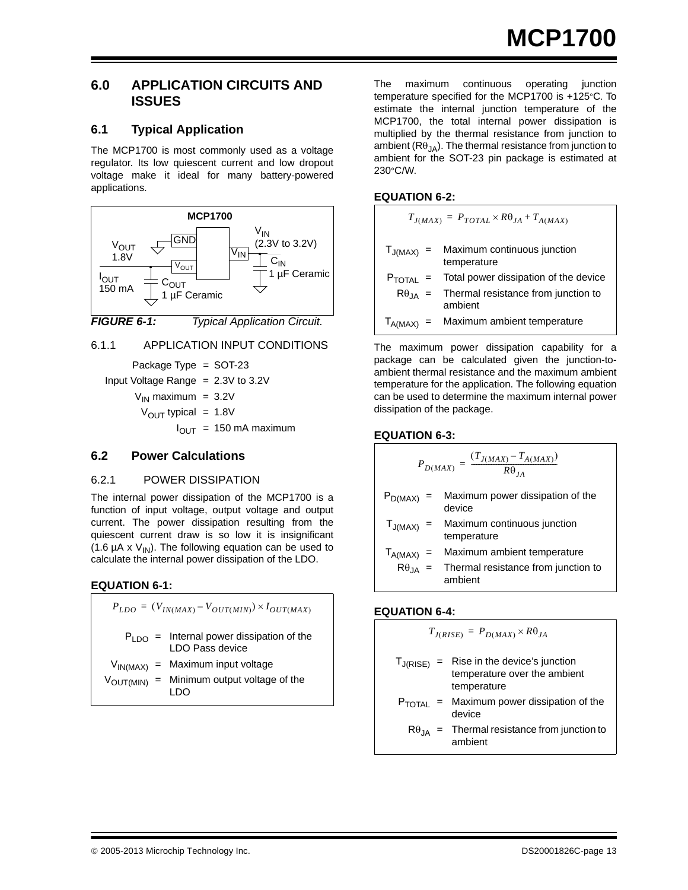# 6.0 APPLICATION CIRCUITS AND ISSUES

## 6.1 Typical Application

The MCP1700 is most commonly used as a voltage regulator. Its low quiescent current and low dropout voltage make it ideal for many battery-powered applications.

MCP1700

GND

$V_{OUT}$ 1.8V

$V_{IN}$ (2.3V to 3.2V)

$V_{IN}$

$V_{OUT}$

$C_{IN}$ 1 µF Ceramic

$I_{OUT}$ 150 mA

$C_{OUT}$ 1 µF Ceramic

*FIGURE 6-1: Typical Application Circuit.*

### 6.1.1 APPLICATION INPUT CONDITIONS

Package Type = SOT-23

Input Voltage Range = 2.3V to 3.2V

$V_{IN}$ maximum = 3.2V

$V_{OUT}$ typical = 1.8V

$I_{OUT}$ = 150 mA maximum

## 6.2 Power Calculations

### 6.2.1 POWER DISSIPATION

The internal power dissipation of the MCP1700 is a function of input voltage, output voltage and output current. The power dissipation resulting from the quiescent current draw is so low it is insignificant (1.6 µA x $V_{IN}$). The following equation can be used to calculate the internal power dissipation of the LDO.

**EQUATION 6-1:**

$$P_{LDO} = (V_{IN(MAX)} - V_{OUT(MIN)}) \times I_{OUT(MAX)}$$

$P_{LDO}$ = Internal power dissipation of the LDO Pass device

$V_{IN(MAX)}$ = Maximum input voltage

$V_{OUT(MIN)}$ = Minimum output voltage of the LDO

The maximum continuous operating junction temperature specified for the MCP1700 is +125°C. To estimate the internal junction temperature of the MCP1700, the total internal power dissipation is multiplied by the thermal resistance from junction to ambient ($R\theta_{JA}$). The thermal resistance from junction to ambient for the SOT-23 pin package is estimated at 230°C/W.

**EQUATION 6-2:**

$$T_{J(MAX)} = P_{TOTAL} \times R\theta_{JA} + T_{A(MAX)}$$

$T_{J(MAX)}$ = Maximum continuous junction temperature

$P_{TOTAL}$ = Total power dissipation of the device

$R\theta_{JA}$ = Thermal resistance from junction to ambient

$T_{A(MAX)}$ = Maximum ambient temperature

The maximum power dissipation capability for a package can be calculated given the junction-to-ambient thermal resistance and the maximum ambient temperature for the application. The following equation can be used to determine the maximum internal power dissipation of the package.

**EQUATION 6-3:**

$$P_{D(MAX)} = \frac{(T_{J(MAX)} - T_{A(MAX)})}{R\theta_{JA}}$$

$P_{D(MAX)}$ = Maximum power dissipation of the device

$T_{J(MAX)}$ = Maximum continuous junction temperature

$T_{A(MAX)}$ = Maximum ambient temperature

$R\theta_{JA}$ = Thermal resistance from junction to ambient

**EQUATION 6-4:**

$$T_{J(RISE)} = P_{D(MAX)} \times R\theta_{JA}$$

$T_{J(RISE)}$ = Rise in the device's junction temperature over the ambient temperature

$P_{TOTAL}$ = Maximum power dissipation of the device

$R\theta_{JA}$ = Thermal resistance from junction to ambient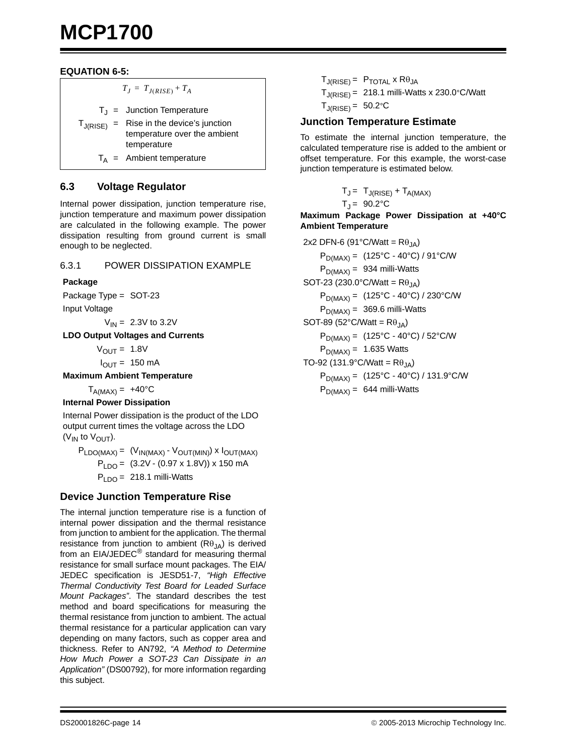**EQUATION 6-5:**

$$T_J = T_{J(RISE)} + T_A$$

$T_J$ = Junction Temperature

$T_{J(RISE)}$ = Rise in the device's junction temperature over the ambient temperature

$T_A$ = Ambient temperature

## 6.3 Voltage Regulator

Internal power dissipation, junction temperature rise, junction temperature and maximum power dissipation are calculated in the following example. The power dissipation resulting from ground current is small enough to be neglected.

### 6.3.1 POWER DISSIPATION EXAMPLE

**Package**

Package Type = SOT-23

Input Voltage

$V_{IN}$ = 2.3V to 3.2V

**LDO Output Voltages and Currents**

$V_{OUT}$ = 1.8V

$I_{OUT}$ = 150 mA

**Maximum Ambient Temperature**

$T_{A(MAX)}$ = +40°C

**Internal Power Dissipation**

Internal Power dissipation is the product of the LDO output current times the voltage across the LDO ($V_{IN}$ to $V_{OUT}$).

$P_{LDO(MAX)} = (V_{IN(MAX)} - V_{OUT(MIN)}) \times I_{OUT(MAX)}$

$P_{LDO} = (3.2V - (0.97 \times 1.8V)) \times 150$ mA

$P_{LDO}$ = 218.1 milli-Watts

### Device Junction Temperature Rise

The internal junction temperature rise is a function of internal power dissipation and the thermal resistance from junction to ambient for the application. The thermal resistance from junction to ambient ($R\theta_{JA}$) is derived from an EIA/JEDEC® standard for measuring thermal resistance for small surface mount packages. The EIA/JEDEC specification is JESD51-7, *"High Effective Thermal Conductivity Test Board for Leaded Surface Mount Packages"*. The standard describes the test method and board specifications for measuring the thermal resistance from junction to ambient. The actual thermal resistance for a particular application can vary depending on many factors, such as copper area and thickness. Refer to AN792, *"A Method to Determine How Much Power a SOT-23 Can Dissipate in an Application"* (DS00792), for more information regarding this subject.

$T_{J(RISE)} = P_{TOTAL} \times R\theta_{JA}$

$T_{J(RISE)}$ = 218.1 milli-Watts x 230.0°C/Watt

$T_{J(RISE)}$ = 50.2°C

### Junction Temperature Estimate

To estimate the internal junction temperature, the calculated temperature rise is added to the ambient or offset temperature. For this example, the worst-case junction temperature is estimated below.

$T_J = T_{J(RISE)} + T_{A(MAX)}$

$T_J$ = 90.2°C

**Maximum Package Power Dissipation at +40°C Ambient Temperature**

2x2 DFN-6 (91°C/Watt = $R\theta_{JA}$)

$P_{D(MAX)}$ = (125°C - 40°C) / 91°C/W

$P_{D(MAX)}$ = 934 milli-Watts

SOT-23 (230.0°C/Watt = $R\theta_{JA}$)

$P_{D(MAX)}$ = (125°C - 40°C) / 230°C/W

$P_{D(MAX)}$ = 369.6 milli-Watts

SOT-89 (52°C/Watt = $R\theta_{JA}$)

$P_{D(MAX)}$ = (125°C - 40°C) / 52°C/W

$P_{D(MAX)}$ = 1.635 Watts

TO-92 (131.9°C/Watt = $R\theta_{JA}$)

$P_{D(MAX)}$ = (125°C - 40°C) / 131.9°C/W

$P_{D(MAX)}$ = 644 milli-Watts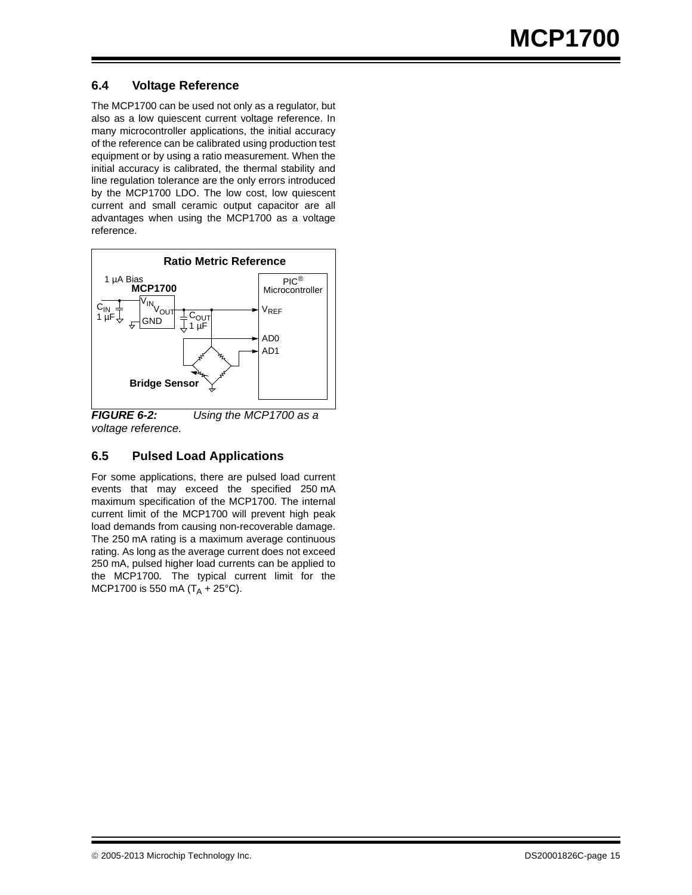## 6.4 Voltage Reference

The MCP1700 can be used not only as a regulator, but also as a low quiescent current voltage reference. In many microcontroller applications, the initial accuracy of the reference can be calibrated using production test equipment or by using a ratio measurement. When the initial accuracy is calibrated, the thermal stability and line regulation tolerance are the only errors introduced by the MCP1700 LDO. The low cost, low quiescent current and small ceramic output capacitor are all advantages when using the MCP1700 as a voltage reference.

**Ratio Metric Reference**

1 µA Bias
**MCP1700**
$V_{IN}$ $V_{OUT}$
GND
$C_{IN}$ 1 µF
$C_{OUT}$ 1 µF
PIC® Microcontroller
$V_{REF}$
AD0
AD1
**Bridge Sensor**

***FIGURE 6-2:*** *Using the MCP1700 as a voltage reference.*

## 6.5 Pulsed Load Applications

For some applications, there are pulsed load current events that may exceed the specified 250 mA maximum specification of the MCP1700. The internal current limit of the MCP1700 will prevent high peak load demands from causing non-recoverable damage. The 250 mA rating is a maximum average continuous rating. As long as the average current does not exceed 250 mA, pulsed higher load currents can be applied to the MCP1700. The typical current limit for the MCP1700 is 550 mA ($T_A$ + 25°C).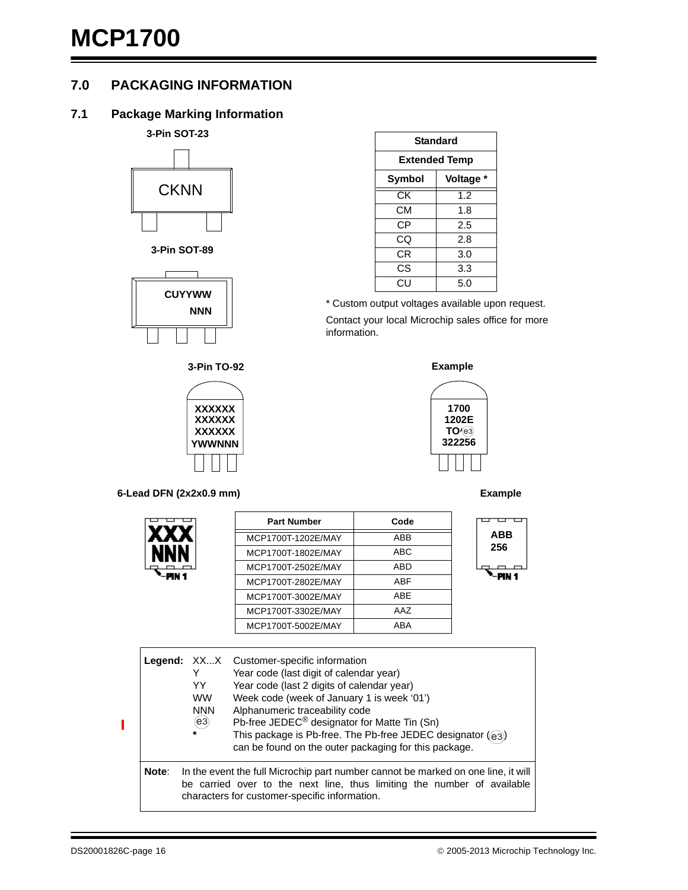# 7.0 PACKAGING INFORMATION

## 7.1 Package Marking Information

**3-Pin SOT-23**

CKNN

**3-Pin SOT-89**

CUYYWW
NNN

| Standard | |
|---|---|
| **Extended Temp** | |
| **Symbol** | **Voltage *** |
| CK | 1.2 |
| CM | 1.8 |
| CP | 2.5 |
| CQ | 2.8 |
| CR | 3.0 |
| CS | 3.3 |
| CU | 5.0 |

* Custom output voltages available upon request.

Contact your local Microchip sales office for more information.

**3-Pin TO-92**

XXXXXX
XXXXXX
XXXXXX
YWWNNN

**Example**

1700
1202E
TO ⓔ3
322256

**6-Lead DFN (2x2x0.9 mm)**

XXX
NNN
PIN 1

| Part Number | Code |
|---|---|
| MCP1700T-1202E/MAY | ABB |
| MCP1700T-1802E/MAY | ABC |
| MCP1700T-2502E/MAY | ABD |
| MCP1700T-2802E/MAY | ABF |
| MCP1700T-3002E/MAY | ABE |
| MCP1700T-3302E/MAY | AAZ |
| MCP1700T-5002E/MAY | ABA |

**Example**

ABB
256
PIN 1

| **Legend:** | | |
|---|---|---|
| | XX...X | Customer-specific information |
| | Y | Year code (last digit of calendar year) |
| | YY | Year code (last 2 digits of calendar year) |
| | WW | Week code (week of January 1 is week '01') |
| | NNN | Alphanumeric traceability code |
| | ⓔ3 | Pb-free JEDEC® designator for Matte Tin (Sn) |
| | * | This package is Pb-free. The Pb-free JEDEC designator (ⓔ3) can be found on the outer packaging for this package. |

**Note**: In the event the full Microchip part number cannot be marked on one line, it will be carried over to the next line, thus limiting the number of available characters for customer-specific information.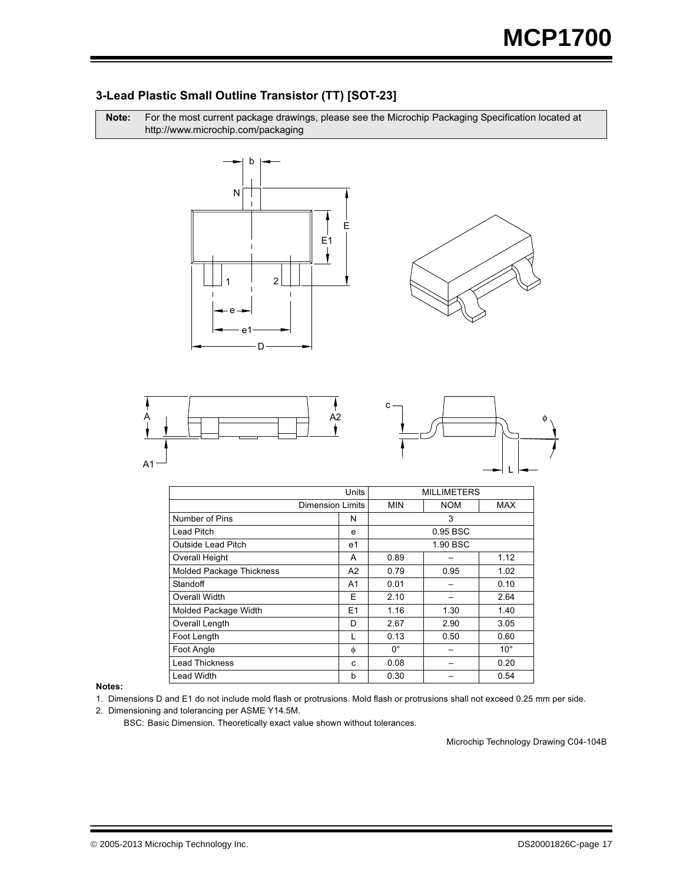### 3-Lead Plastic Small Outline Transistor (TT) [SOT-23]

**Note:** For the most current package drawings, please see the Microchip Packaging Specification located at http://www.microchip.com/packaging

| Units | | MILLIMETERS | | |
|---|---|---|---|---|
| Dimension Limits | | MIN | NOM | MAX |
| Number of Pins | N | | 3 | |
| Lead Pitch | e | | 0.95 BSC | |
| Outside Lead Pitch | e1 | | 1.90 BSC | |
| Overall Height | A | 0.89 | – | 1.12 |
| Molded Package Thickness | A2 | 0.79 | 0.95 | 1.02 |
| Standoff | A1 | 0.01 | – | 0.10 |
| Overall Width | E | 2.10 | – | 2.64 |
| Molded Package Width | E1 | 1.16 | 1.30 | 1.40 |
| Overall Length | D | 2.67 | 2.90 | 3.05 |
| Foot Length | L | 0.13 | 0.50 | 0.60 |
| Foot Angle | $\phi$ | 0° | – | 10° |
| Lead Thickness | c | 0.08 | – | 0.20 |
| Lead Width | b | 0.30 | – | 0.54 |

**Notes:**

1. Dimensions D and E1 do not include mold flash or protrusions. Mold flash or protrusions shall not exceed 0.25 mm per side.
2. Dimensioning and tolerancing per ASME Y14.5M.

   BSC: Basic Dimension. Theoretically exact value shown without tolerances.

Microchip Technology Drawing C04-104B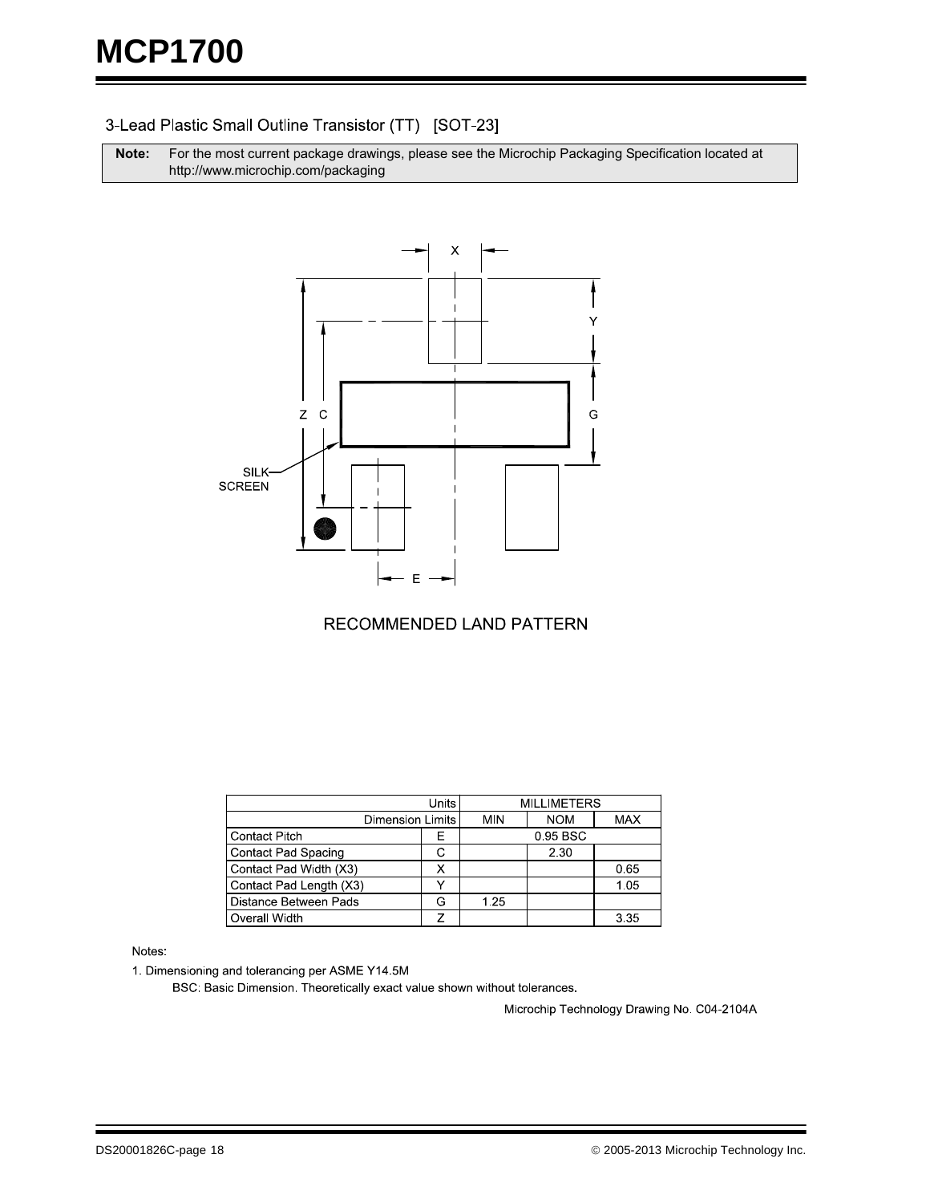## 3-Lead Plastic Small Outline Transistor (TT) [SOT-23]

**Note:** For the most current package drawings, please see the Microchip Packaging Specification located at http://www.microchip.com/packaging

RECOMMENDED LAND PATTERN

| Units | | MILLIMETERS | | |
|---|---|---|---|---|
| Dimension Limits | | MIN | NOM | MAX |
| Contact Pitch | E | | 0.95 BSC | |
| Contact Pad Spacing | C | | 2.30 | |
| Contact Pad Width (X3) | X | | | 0.65 |
| Contact Pad Length (X3) | Y | | | 1.05 |
| Distance Between Pads | G | 1.25 | | |
| Overall Width | Z | | | 3.35 |

Notes:

1. Dimensioning and tolerancing per ASME Y14.5M

   BSC: Basic Dimension. Theoretically exact value shown without tolerances.

Microchip Technology Drawing No. C04-2104A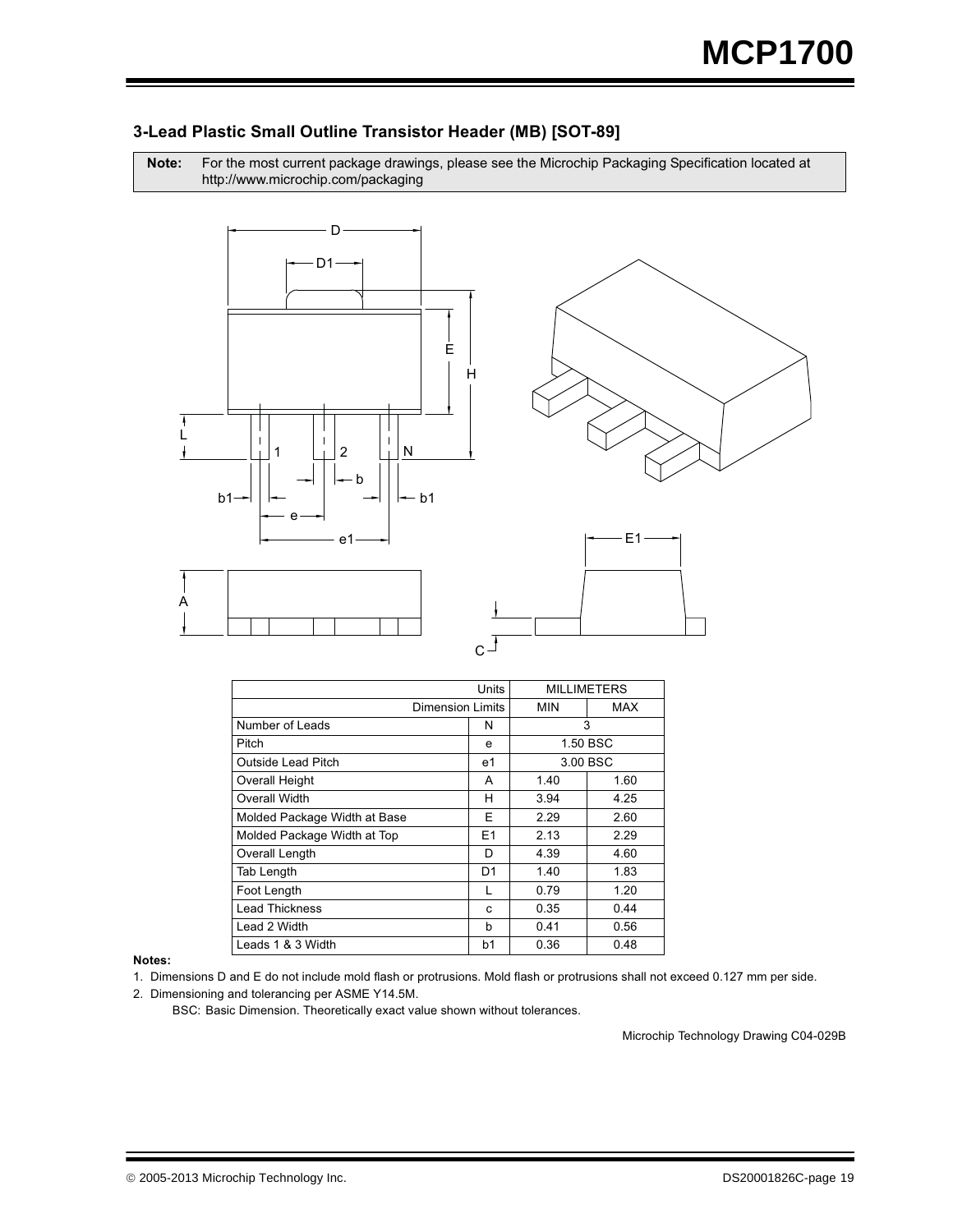### 3-Lead Plastic Small Outline Transistor Header (MB) [SOT-89]

**Note:** For the most current package drawings, please see the Microchip Packaging Specification located at http://www.microchip.com/packaging

| Units | | MILLIMETERS | |
|---|---|---|---|
| Dimension Limits | | MIN | MAX |
| Number of Leads | N | 3 | |
| Pitch | e | 1.50 BSC | |
| Outside Lead Pitch | e1 | 3.00 BSC | |
| Overall Height | A | 1.40 | 1.60 |
| Overall Width | H | 3.94 | 4.25 |
| Molded Package Width at Base | E | 2.29 | 2.60 |
| Molded Package Width at Top | E1 | 2.13 | 2.29 |
| Overall Length | D | 4.39 | 4.60 |
| Tab Length | D1 | 1.40 | 1.83 |
| Foot Length | L | 0.79 | 1.20 |
| Lead Thickness | c | 0.35 | 0.44 |
| Lead 2 Width | b | 0.41 | 0.56 |
| Leads 1 & 3 Width | b1 | 0.36 | 0.48 |

**Notes:**

1. Dimensions D and E do not include mold flash or protrusions. Mold flash or protrusions shall not exceed 0.127 mm per side.
2. Dimensioning and tolerancing per ASME Y14.5M.

   BSC: Basic Dimension. Theoretically exact value shown without tolerances.

Microchip Technology Drawing C04-029B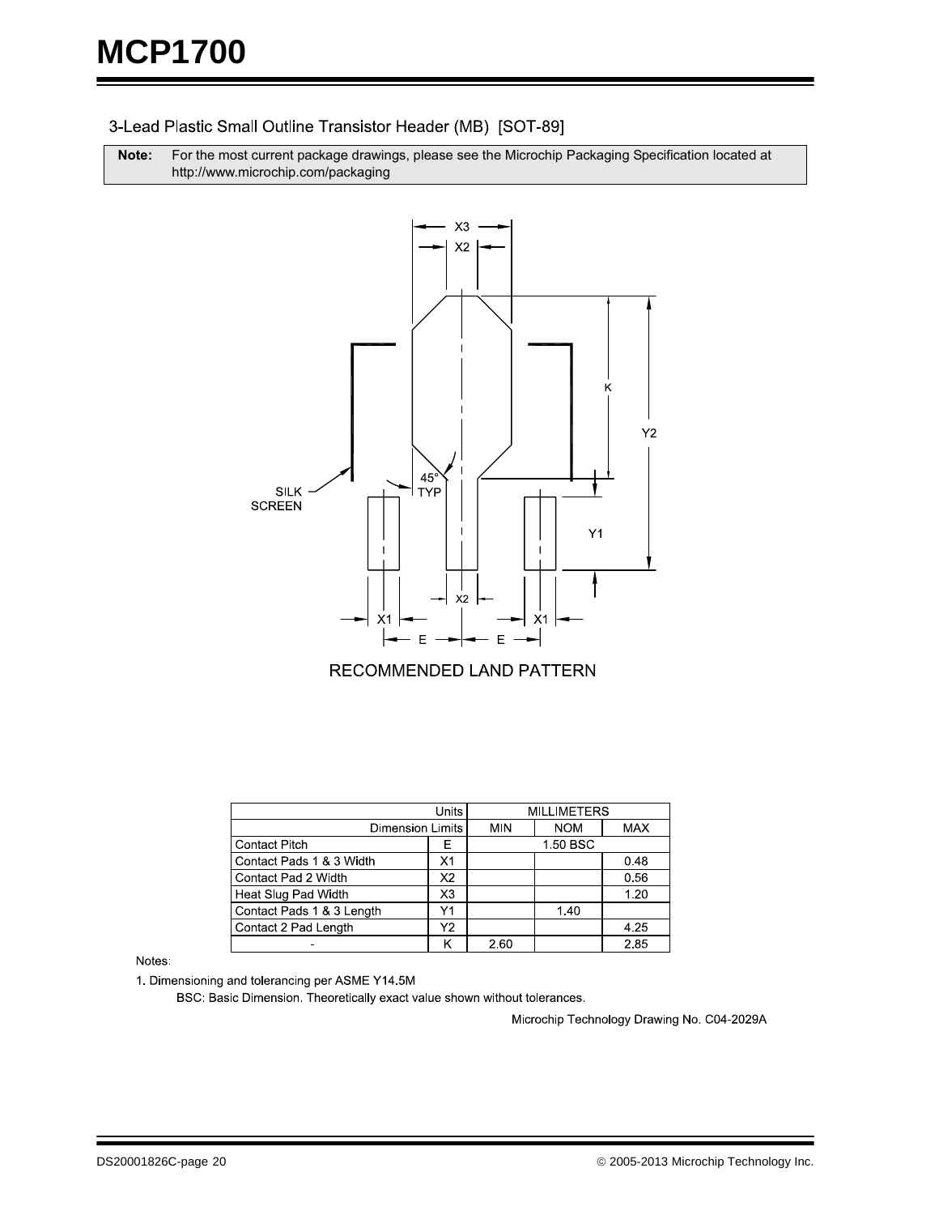## 3-Lead Plastic Small Outline Transistor Header (MB) [SOT-89]

**Note:** For the most current package drawings, please see the Microchip Packaging Specification located at http://www.microchip.com/packaging

RECOMMENDED LAND PATTERN

| Units | | MILLIMETERS | | |
|---|---|---|---|---|
| Dimension Limits | | MIN | NOM | MAX |
| Contact Pitch | E | | 1.50 BSC | |
| Contact Pads 1 & 3 Width | X1 | | | 0.48 |
| Contact Pad 2 Width | X2 | | | 0.56 |
| Heat Slug Pad Width | X3 | | | 1.20 |
| Contact Pads 1 & 3 Length | Y1 | | 1.40 | |
| Contact 2 Pad Length | Y2 | | | 4.25 |
| - | K | 2.60 | | 2.85 |

Notes:

1. Dimensioning and tolerancing per ASME Y14.5M

   BSC: Basic Dimension. Theoretically exact value shown without tolerances.

Microchip Technology Drawing No. C04-2029A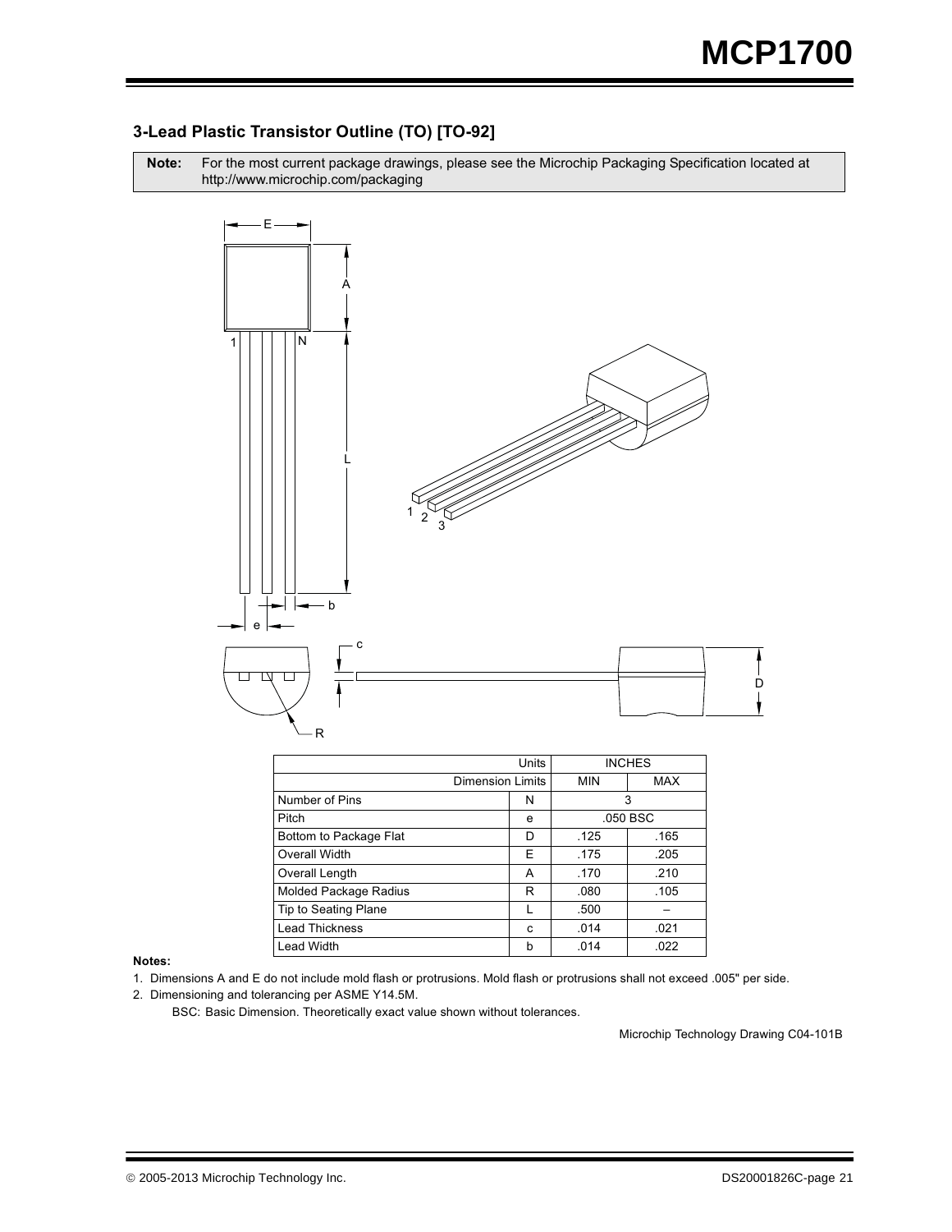### 3-Lead Plastic Transistor Outline (TO) [TO-92]

| **Note:** | For the most current package drawings, please see the Microchip Packaging Specification located at http://www.microchip.com/packaging |
|---|---|

| Units | | INCHES | |
|---|---|---|---|
| Dimension Limits | | MIN | MAX |
| Number of Pins | N | 3 | |
| Pitch | e | .050 BSC | |
| Bottom to Package Flat | D | .125 | .165 |
| Overall Width | E | .175 | .205 |
| Overall Length | A | .170 | .210 |
| Molded Package Radius | R | .080 | .105 |
| Tip to Seating Plane | L | .500 | – |
| Lead Thickness | c | .014 | .021 |
| Lead Width | b | .014 | .022 |

**Notes:**

1. Dimensions A and E do not include mold flash or protrusions. Mold flash or protrusions shall not exceed .005" per side.
2. Dimensioning and tolerancing per ASME Y14.5M.

   BSC: Basic Dimension. Theoretically exact value shown without tolerances.

Microchip Technology Drawing C04-101B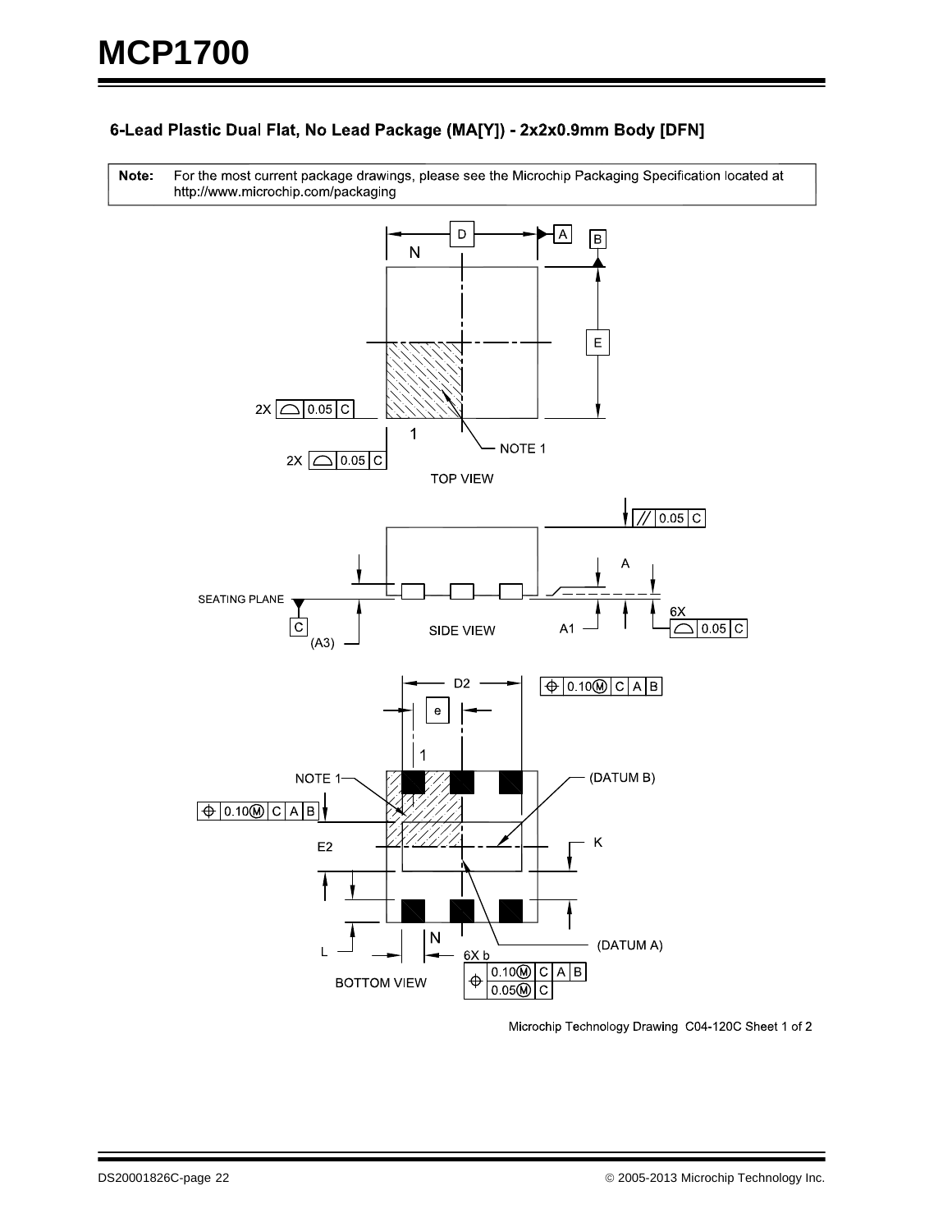## 6-Lead Plastic Dual Flat, No Lead Package (MA[Y]) - 2x2x0.9mm Body [DFN]

**Note:** For the most current package drawings, please see the Microchip Packaging Specification located at http://www.microchip.com/packaging

TOP VIEW

SIDE VIEW

BOTTOM VIEW

Microchip Technology Drawing C04-120C Sheet 1 of 2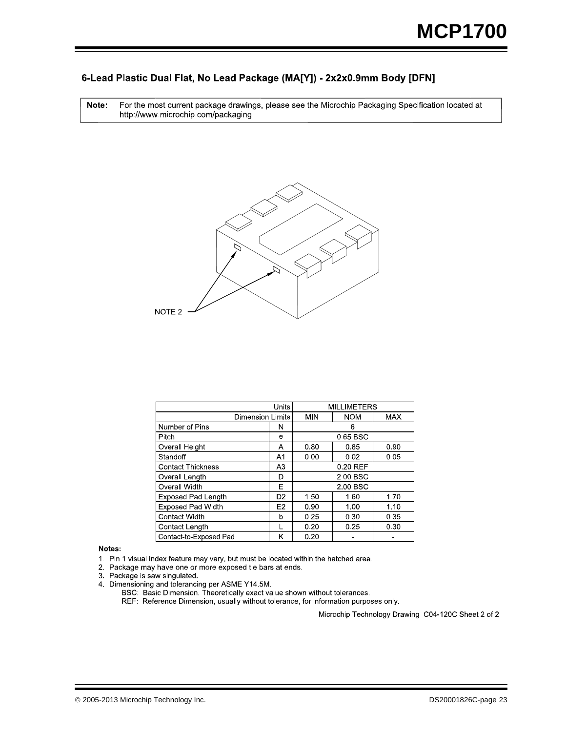## 6-Lead Plastic Dual Flat, No Lead Package (MA[Y]) - 2x2x0.9mm Body [DFN]

| **Note:** | For the most current package drawings, please see the Microchip Packaging Specification located at http://www.microchip.com/packaging |
|---|---|

NOTE 2

| Units | | MILLIMETERS | | |
|---|---|---|---|---|
| Dimension Limits | | MIN | NOM | MAX |
| Number of Pins | N | | 6 | |
| Pitch | e | | 0.65 BSC | |
| Overall Height | A | 0.80 | 0.85 | 0.90 |
| Standoff | A1 | 0.00 | 0.02 | 0.05 |
| Contact Thickness | A3 | | 0.20 REF | |
| Overall Length | D | | 2.00 BSC | |
| Overall Width | E | | 2.00 BSC | |
| Exposed Pad Length | D2 | 1.50 | 1.60 | 1.70 |
| Exposed Pad Width | E2 | 0.90 | 1.00 | 1.10 |
| Contact Width | b | 0.25 | 0.30 | 0.35 |
| Contact Length | L | 0.20 | 0.25 | 0.30 |
| Contact-to-Exposed Pad | K | 0.20 | - | - |

**Notes:**

1. Pin 1 visual index feature may vary, but must be located within the hatched area.
2. Package may have one or more exposed tie bars at ends.
3. Package is saw singulated.
4. Dimensioning and tolerancing per ASME Y14.5M.
   BSC: Basic Dimension. Theoretically exact value shown without tolerances.
   REF: Reference Dimension, usually without tolerance, for information purposes only.

Microchip Technology Drawing C04-120C Sheet 2 of 2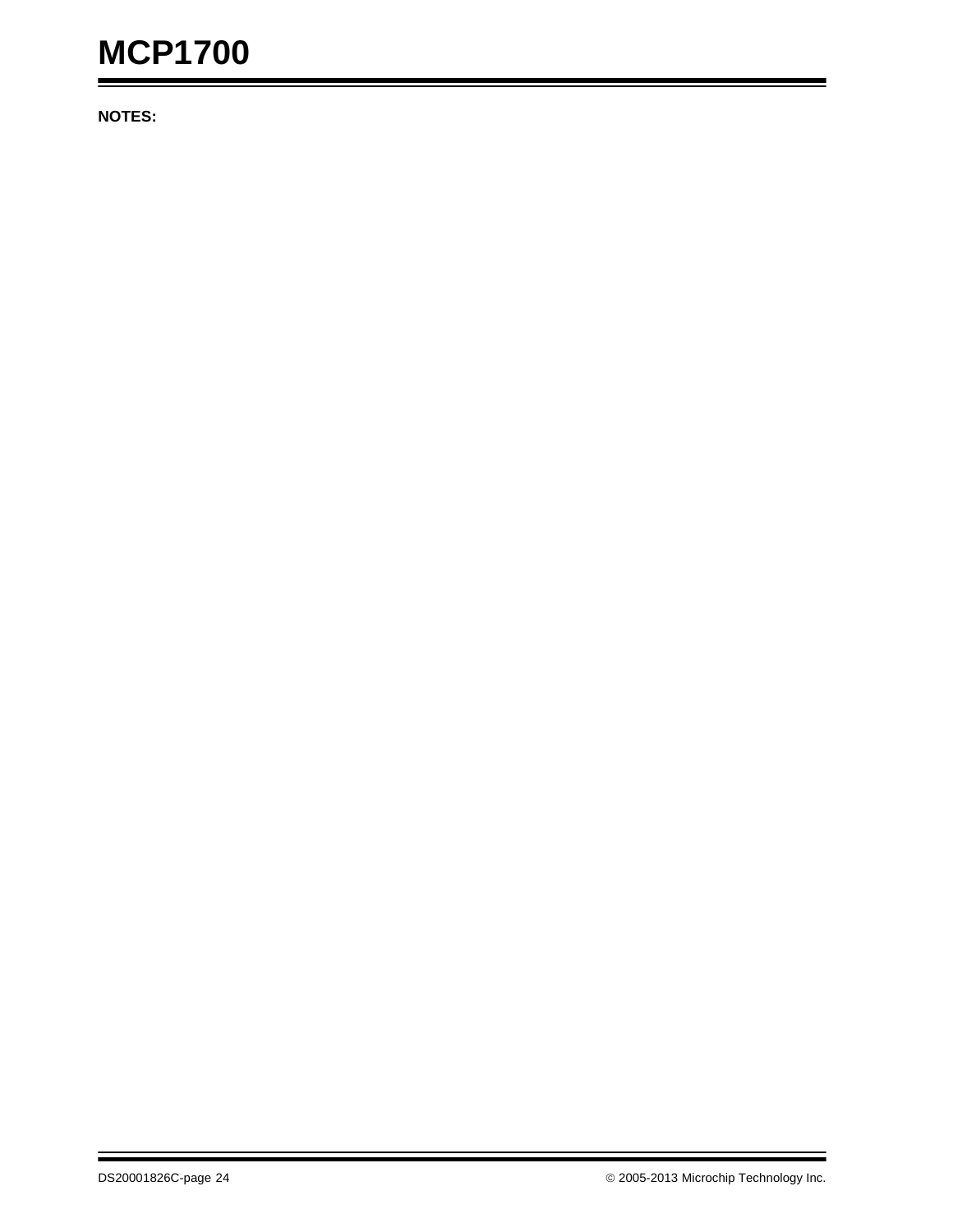NOTES: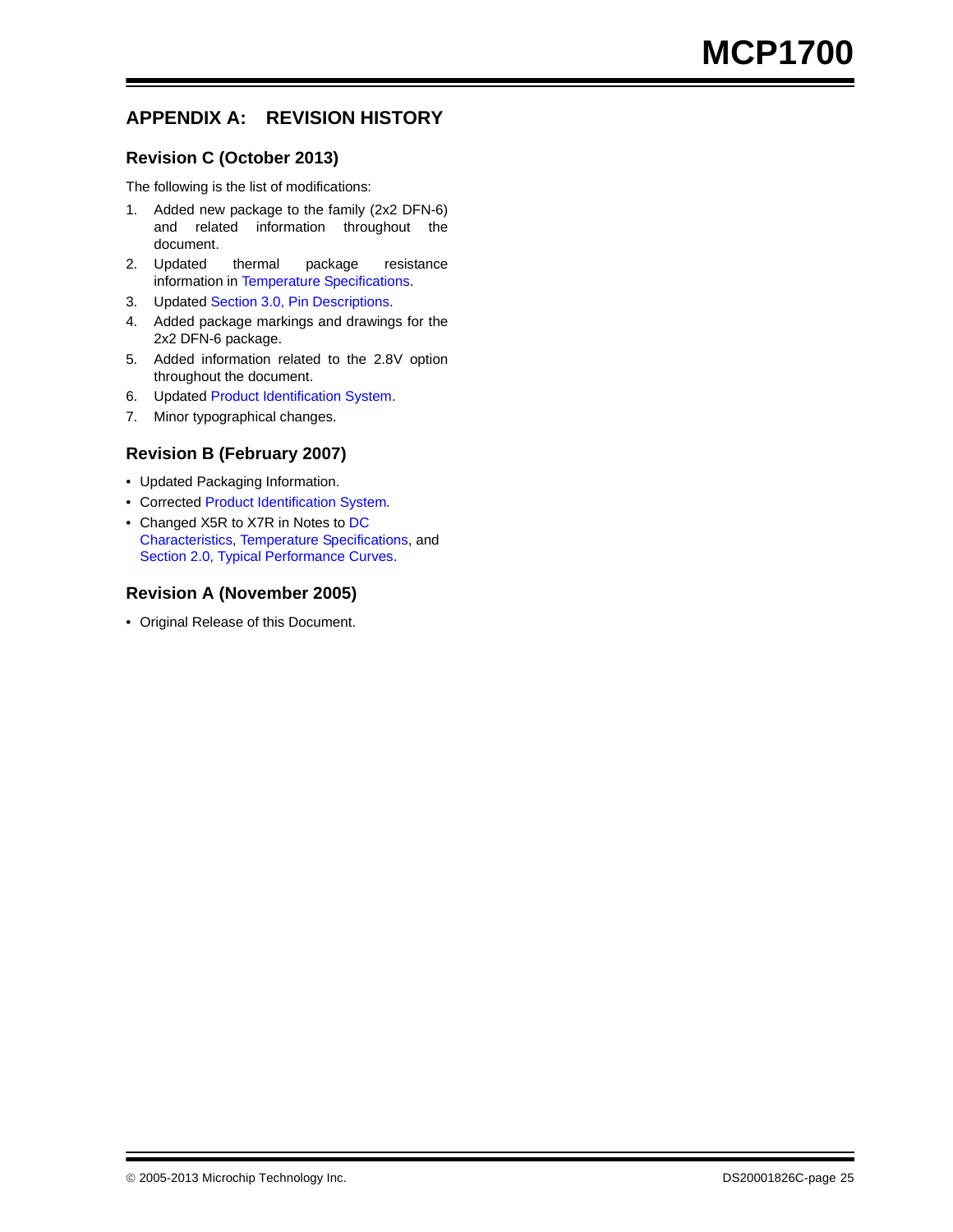## APPENDIX A: REVISION HISTORY

### Revision C (October 2013)

The following is the list of modifications:

1. Added new package to the family (2x2 DFN-6) and related information throughout the document.
2. Updated thermal package resistance information in Temperature Specifications.
3. Updated Section 3.0, Pin Descriptions.
4. Added package markings and drawings for the 2x2 DFN-6 package.
5. Added information related to the 2.8V option throughout the document.
6. Updated Product Identification System.
7. Minor typographical changes.

### Revision B (February 2007)

- Updated Packaging Information.
- Corrected Product Identification System.
- Changed X5R to X7R in Notes to DC Characteristics, Temperature Specifications, and Section 2.0, Typical Performance Curves.

### Revision A (November 2005)

- Original Release of this Document.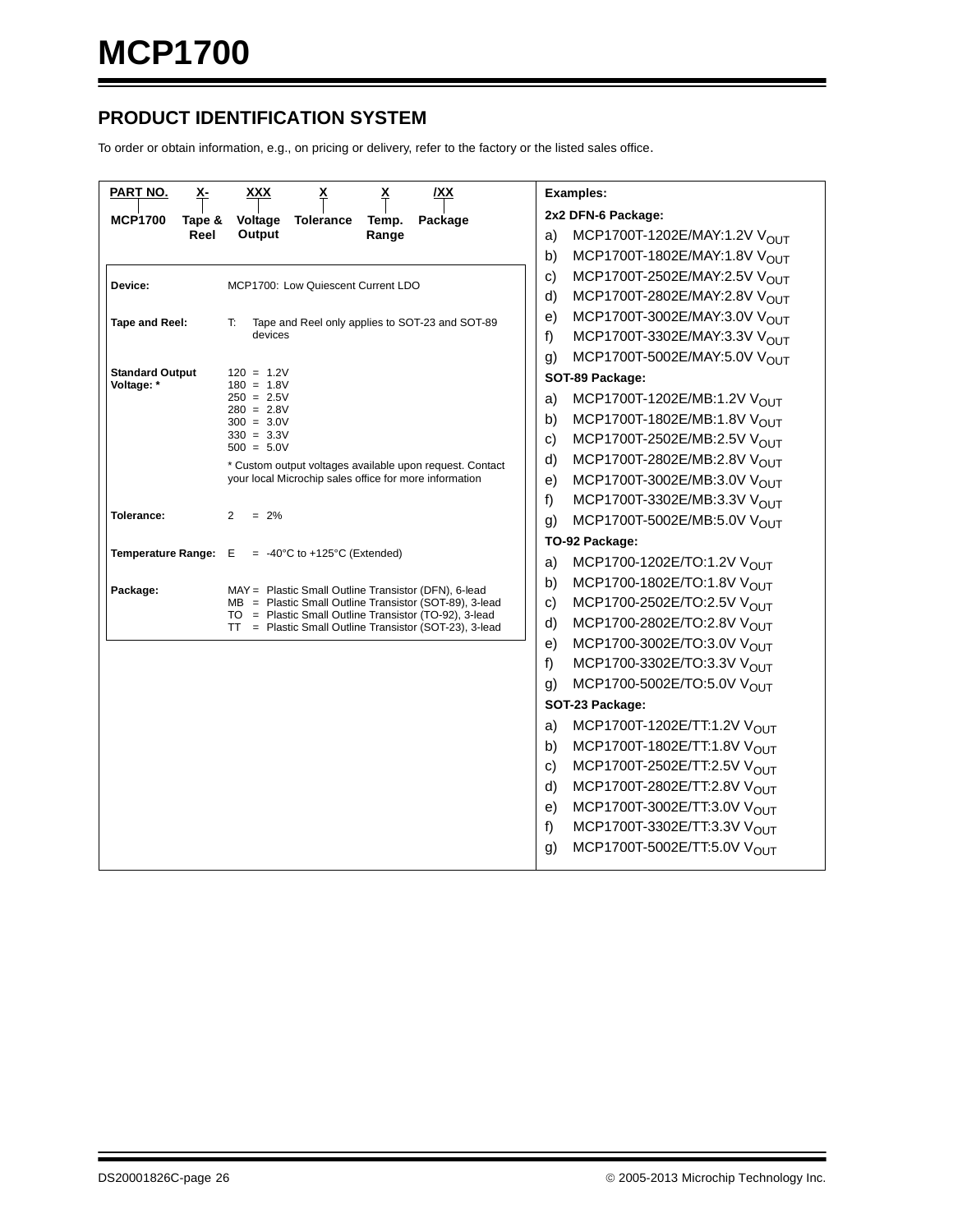## PRODUCT IDENTIFICATION SYSTEM

To order or obtain information, e.g., on pricing or delivery, refer to the factory or the listed sales office.

| PART NO. | X- | XXX | X | X | /XX |
|---|---|---|---|---|---|
| MCP1700 | Tape & Reel | Voltage Output | Tolerance | Temp. Range | Package |

| | |
|---|---|
| **Device:** | MCP1700: Low Quiescent Current LDO |
| **Tape and Reel:** | T: Tape and Reel only applies to SOT-23 and SOT-89 devices |
| **Standard Output Voltage: *** | 120 = 1.2V<br>180 = 1.8V<br>250 = 2.5V<br>280 = 2.8V<br>300 = 3.0V<br>330 = 3.3V<br>500 = 5.0V<br><br>* Custom output voltages available upon request. Contact your local Microchip sales office for more information |
| **Tolerance:** | 2 = 2% |
| **Temperature Range:** | E = -40°C to +125°C (Extended) |
| **Package:** | MAY = Plastic Small Outline Transistor (DFN), 6-lead<br>MB = Plastic Small Outline Transistor (SOT-89), 3-lead<br>TO = Plastic Small Outline Transistor (TO-92), 3-lead<br>TT = Plastic Small Outline Transistor (SOT-23), 3-lead |

**Examples:**

**2x2 DFN-6 Package:**

a) MCP1700T-1202E/MAY:1.2V $V_{OUT}$
b) MCP1700T-1802E/MAY:1.8V $V_{OUT}$
c) MCP1700T-2502E/MAY:2.5V $V_{OUT}$
d) MCP1700T-2802E/MAY:2.8V $V_{OUT}$
e) MCP1700T-3002E/MAY:3.0V $V_{OUT}$
f) MCP1700T-3302E/MAY:3.3V $V_{OUT}$
g) MCP1700T-5002E/MAY:5.0V $V_{OUT}$

**SOT-89 Package:**

a) MCP1700T-1202E/MB:1.2V $V_{OUT}$
b) MCP1700T-1802E/MB:1.8V $V_{OUT}$
c) MCP1700T-2502E/MB:2.5V $V_{OUT}$
d) MCP1700T-2802E/MB:2.8V $V_{OUT}$
e) MCP1700T-3002E/MB:3.0V $V_{OUT}$
f) MCP1700T-3302E/MB:3.3V $V_{OUT}$
g) MCP1700T-5002E/MB:5.0V $V_{OUT}$

**TO-92 Package:**

a) MCP1700-1202E/TO:1.2V $V_{OUT}$
b) MCP1700-1802E/TO:1.8V $V_{OUT}$
c) MCP1700-2502E/TO:2.5V $V_{OUT}$
d) MCP1700-2802E/TO:2.8V $V_{OUT}$
e) MCP1700-3002E/TO:3.0V $V_{OUT}$
f) MCP1700-3302E/TO:3.3V $V_{OUT}$
g) MCP1700-5002E/TO:5.0V $V_{OUT}$

**SOT-23 Package:**

a) MCP1700T-1202E/TT:1.2V $V_{OUT}$
b) MCP1700T-1802E/TT:1.8V $V_{OUT}$
c) MCP1700T-2502E/TT:2.5V $V_{OUT}$
d) MCP1700T-2802E/TT:2.8V $V_{OUT}$
e) MCP1700T-3002E/TT:3.0V $V_{OUT}$
f) MCP1700T-3302E/TT:3.3V $V_{OUT}$
g) MCP1700T-5002E/TT:5.0V $V_{OUT}$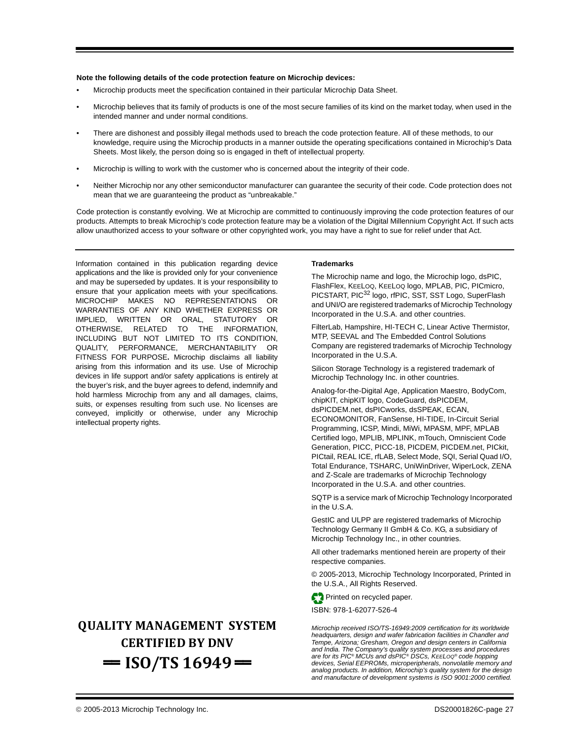**Note the following details of the code protection feature on Microchip devices:**

- Microchip products meet the specification contained in their particular Microchip Data Sheet.
- Microchip believes that its family of products is one of the most secure families of its kind on the market today, when used in the intended manner and under normal conditions.
- There are dishonest and possibly illegal methods used to breach the code protection feature. All of these methods, to our knowledge, require using the Microchip products in a manner outside the operating specifications contained in Microchip's Data Sheets. Most likely, the person doing so is engaged in theft of intellectual property.
- Microchip is willing to work with the customer who is concerned about the integrity of their code.
- Neither Microchip nor any other semiconductor manufacturer can guarantee the security of their code. Code protection does not mean that we are guaranteeing the product as "unbreakable."

Code protection is constantly evolving. We at Microchip are committed to continuously improving the code protection features of our products. Attempts to break Microchip's code protection feature may be a violation of the Digital Millennium Copyright Act. If such acts allow unauthorized access to your software or other copyrighted work, you may have a right to sue for relief under that Act.

---

Information contained in this publication regarding device applications and the like is provided only for your convenience and may be superseded by updates. It is your responsibility to ensure that your application meets with your specifications. MICROCHIP MAKES NO REPRESENTATIONS OR WARRANTIES OF ANY KIND WHETHER EXPRESS OR IMPLIED, WRITTEN OR ORAL, STATUTORY OR OTHERWISE, RELATED TO THE INFORMATION, INCLUDING BUT NOT LIMITED TO ITS CONDITION, QUALITY, PERFORMANCE, MERCHANTABILITY OR FITNESS FOR PURPOSE**.** Microchip disclaims all liability arising from this information and its use. Use of Microchip devices in life support and/or safety applications is entirely at the buyer's risk, and the buyer agrees to defend, indemnify and hold harmless Microchip from any and all damages, claims, suits, or expenses resulting from such use. No licenses are conveyed, implicitly or otherwise, under any Microchip intellectual property rights.

**QUALITY MANAGEMENT SYSTEM CERTIFIED BY DNV**

**== ISO/TS 16949 ==**

**Trademarks**

The Microchip name and logo, the Microchip logo, dsPIC, FlashFlex, KEELOQ, KEELOQ logo, MPLAB, PIC, PICmicro, PICSTART, PIC$^{32}$ logo, rfPIC, SST, SST Logo, SuperFlash and UNI/O are registered trademarks of Microchip Technology Incorporated in the U.S.A. and other countries.

FilterLab, Hampshire, HI-TECH C, Linear Active Thermistor, MTP, SEEVAL and The Embedded Control Solutions Company are registered trademarks of Microchip Technology Incorporated in the U.S.A.

Silicon Storage Technology is a registered trademark of Microchip Technology Inc. in other countries.

Analog-for-the-Digital Age, Application Maestro, BodyCom, chipKIT, chipKIT logo, CodeGuard, dsPICDEM, dsPICDEM.net, dsPICworks, dsSPEAK, ECAN, ECONOMONITOR, FanSense, HI-TIDE, In-Circuit Serial Programming, ICSP, Mindi, MiWi, MPASM, MPF, MPLAB Certified logo, MPLIB, MPLINK, mTouch, Omniscient Code Generation, PICC, PICC-18, PICDEM, PICDEM.net, PICkit, PICtail, REAL ICE, rfLAB, Select Mode, SQI, Serial Quad I/O, Total Endurance, TSHARC, UniWinDriver, WiperLock, ZENA and Z-Scale are trademarks of Microchip Technology Incorporated in the U.S.A. and other countries.

SQTP is a service mark of Microchip Technology Incorporated in the U.S.A.

GestIC and ULPP are registered trademarks of Microchip Technology Germany II GmbH & Co. KG, a subsidiary of Microchip Technology Inc., in other countries.

All other trademarks mentioned herein are property of their respective companies.

© 2005-2013, Microchip Technology Incorporated, Printed in the U.S.A., All Rights Reserved.

Printed on recycled paper.

ISBN: 978-1-62077-526-4

*Microchip received ISO/TS-16949:2009 certification for its worldwide headquarters, design and wafer fabrication facilities in Chandler and Tempe, Arizona; Gresham, Oregon and design centers in California and India. The Company's quality system processes and procedures are for its PIC® MCUs and dsPIC® DSCs, KEELOQ® code hopping devices, Serial EEPROMs, microperipherals, nonvolatile memory and analog products. In addition, Microchip's quality system for the design and manufacture of development systems is ISO 9001:2000 certified.*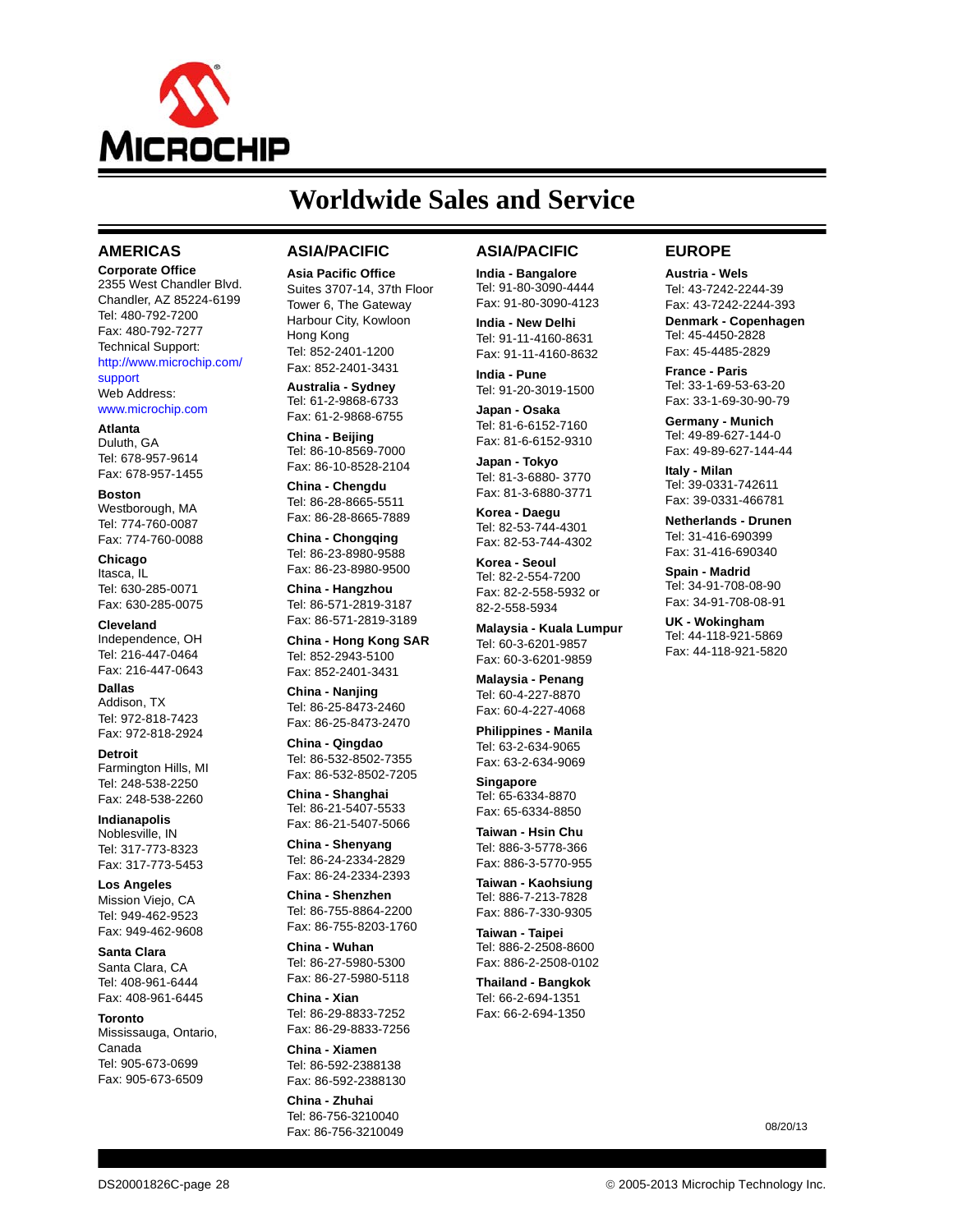# Worldwide Sales and Service

## AMERICAS

**Corporate Office**
2355 West Chandler Blvd.
Chandler, AZ 85224-6199
Tel: 480-792-7200
Fax: 480-792-7277
Technical Support:
http://www.microchip.com/support
Web Address:
www.microchip.com

**Atlanta**
Duluth, GA
Tel: 678-957-9614
Fax: 678-957-1455

**Boston**
Westborough, MA
Tel: 774-760-0087
Fax: 774-760-0088

**Chicago**
Itasca, IL
Tel: 630-285-0071
Fax: 630-285-0075

**Cleveland**
Independence, OH
Tel: 216-447-0464
Fax: 216-447-0643

**Dallas**
Addison, TX
Tel: 972-818-7423
Fax: 972-818-2924

**Detroit**
Farmington Hills, MI
Tel: 248-538-2250
Fax: 248-538-2260

**Indianapolis**
Noblesville, IN
Tel: 317-773-8323
Fax: 317-773-5453

**Los Angeles**
Mission Viejo, CA
Tel: 949-462-9523
Fax: 949-462-9608

**Santa Clara**
Santa Clara, CA
Tel: 408-961-6444
Fax: 408-961-6445

**Toronto**
Mississauga, Ontario, Canada
Tel: 905-673-0699
Fax: 905-673-6509

## ASIA/PACIFIC

**Asia Pacific Office**
Suites 3707-14, 37th Floor
Tower 6, The Gateway
Harbour City, Kowloon
Hong Kong
Tel: 852-2401-1200
Fax: 852-2401-3431

**Australia - Sydney**
Tel: 61-2-9868-6733
Fax: 61-2-9868-6755

**China - Beijing**
Tel: 86-10-8569-7000
Fax: 86-10-8528-2104

**China - Chengdu**
Tel: 86-28-8665-5511
Fax: 86-28-8665-7889

**China - Chongqing**
Tel: 86-23-8980-9588
Fax: 86-23-8980-9500

**China - Hangzhou**
Tel: 86-571-2819-3187
Fax: 86-571-2819-3189

**China - Hong Kong SAR**
Tel: 852-2943-5100
Fax: 852-2401-3431

**China - Nanjing**
Tel: 86-25-8473-2460
Fax: 86-25-8473-2470

**China - Qingdao**
Tel: 86-532-8502-7355
Fax: 86-532-8502-7205

**China - Shanghai**
Tel: 86-21-5407-5533
Fax: 86-21-5407-5066

**China - Shenyang**
Tel: 86-24-2334-2829
Fax: 86-24-2334-2393

**China - Shenzhen**
Tel: 86-755-8864-2200
Fax: 86-755-8203-1760

**China - Wuhan**
Tel: 86-27-5980-5300
Fax: 86-27-5980-5118

**China - Xian**
Tel: 86-29-8833-7252
Fax: 86-29-8833-7256

**China - Xiamen**
Tel: 86-592-2388138
Fax: 86-592-2388130

**China - Zhuhai**
Tel: 86-756-3210040
Fax: 86-756-3210049

## ASIA/PACIFIC

**India - Bangalore**
Tel: 91-80-3090-4444
Fax: 91-80-3090-4123

**India - New Delhi**
Tel: 91-11-4160-8631
Fax: 91-11-4160-8632

**India - Pune**
Tel: 91-20-3019-1500

**Japan - Osaka**
Tel: 81-6-6152-7160
Fax: 81-6-6152-9310

**Japan - Tokyo**
Tel: 81-3-6880- 3770
Fax: 81-3-6880-3771

**Korea - Daegu**
Tel: 82-53-744-4301
Fax: 82-53-744-4302

**Korea - Seoul**
Tel: 82-2-554-7200
Fax: 82-2-558-5932 or
82-2-558-5934

**Malaysia - Kuala Lumpur**
Tel: 60-3-6201-9857
Fax: 60-3-6201-9859

**Malaysia - Penang**
Tel: 60-4-227-8870
Fax: 60-4-227-4068

**Philippines - Manila**
Tel: 63-2-634-9065
Fax: 63-2-634-9069

**Singapore**
Tel: 65-6334-8870
Fax: 65-6334-8850

**Taiwan - Hsin Chu**
Tel: 886-3-5778-366
Fax: 886-3-5770-955

**Taiwan - Kaohsiung**
Tel: 886-7-213-7828
Fax: 886-7-330-9305

**Taiwan - Taipei**
Tel: 886-2-2508-8600
Fax: 886-2-2508-0102

**Thailand - Bangkok**
Tel: 66-2-694-1351
Fax: 66-2-694-1350

## EUROPE

**Austria - Wels**
Tel: 43-7242-2244-39
Fax: 43-7242-2244-393

**Denmark - Copenhagen**
Tel: 45-4450-2828
Fax: 45-4485-2829

**France - Paris**
Tel: 33-1-69-53-63-20
Fax: 33-1-69-30-90-79

**Germany - Munich**
Tel: 49-89-627-144-0
Fax: 49-89-627-144-44

**Italy - Milan**
Tel: 39-0331-742611
Fax: 39-0331-466781

**Netherlands - Drunen**
Tel: 31-416-690399
Fax: 31-416-690340

**Spain - Madrid**
Tel: 34-91-708-08-90
Fax: 34-91-708-08-91

**UK - Wokingham**
Tel: 44-118-921-5869
Fax: 44-118-921-5820

08/20/13